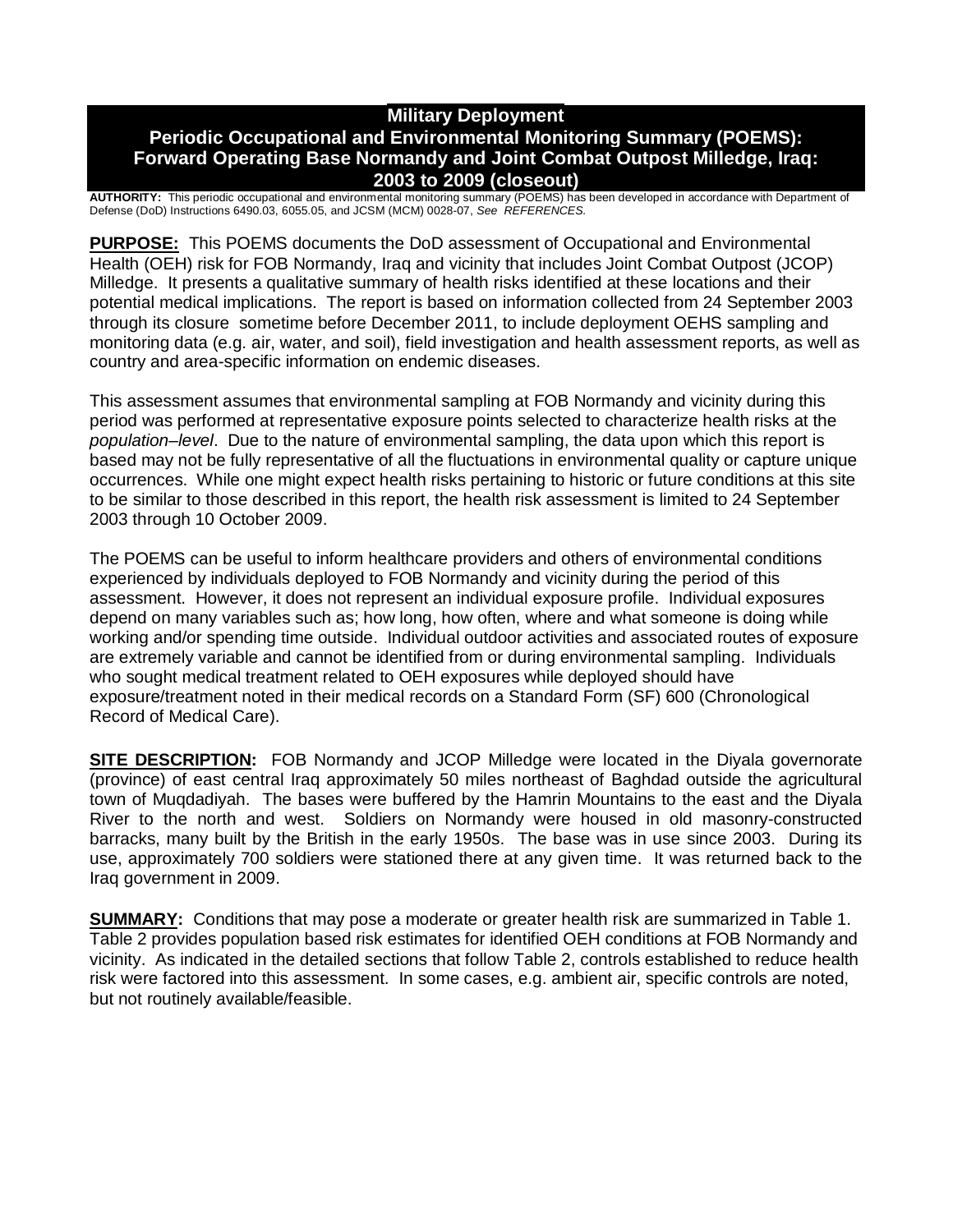# Military Deployment
# Periodic Occupational and Environmental Monitoring Summary (POEMS): Forward Operating Base Normandy and Joint Combat Outpost Milledge, Iraq: 2003 to 2009 (closeout)

**AUTHORITY:** This periodic occupational and environmental monitoring summary (POEMS) has been developed in accordance with Department of Defense (DoD) Instructions 6490.03, 6055.05, and JCSM (MCM) 0028-07, *See REFERENCES.*

**PURPOSE:** This POEMS documents the DoD assessment of Occupational and Environmental Health (OEH) risk for FOB Normandy, Iraq and vicinity that includes Joint Combat Outpost (JCOP) Milledge. It presents a qualitative summary of health risks identified at these locations and their potential medical implications. The report is based on information collected from 24 September 2003 through its closure sometime before December 2011, to include deployment OEHS sampling and monitoring data (e.g. air, water, and soil), field investigation and health assessment reports, as well as country and area-specific information on endemic diseases.

This assessment assumes that environmental sampling at FOB Normandy and vicinity during this period was performed at representative exposure points selected to characterize health risks at the *population–level*. Due to the nature of environmental sampling, the data upon which this report is based may not be fully representative of all the fluctuations in environmental quality or capture unique occurrences. While one might expect health risks pertaining to historic or future conditions at this site to be similar to those described in this report, the health risk assessment is limited to 24 September 2003 through 10 October 2009.

The POEMS can be useful to inform healthcare providers and others of environmental conditions experienced by individuals deployed to FOB Normandy and vicinity during the period of this assessment. However, it does not represent an individual exposure profile. Individual exposures depend on many variables such as; how long, how often, where and what someone is doing while working and/or spending time outside. Individual outdoor activities and associated routes of exposure are extremely variable and cannot be identified from or during environmental sampling. Individuals who sought medical treatment related to OEH exposures while deployed should have exposure/treatment noted in their medical records on a Standard Form (SF) 600 (Chronological Record of Medical Care).

**SITE DESCRIPTION:** FOB Normandy and JCOP Milledge were located in the Diyala governorate (province) of east central Iraq approximately 50 miles northeast of Baghdad outside the agricultural town of Muqdadiyah. The bases were buffered by the Hamrin Mountains to the east and the Diyala River to the north and west. Soldiers on Normandy were housed in old masonry-constructed barracks, many built by the British in the early 1950s. The base was in use since 2003. During its use, approximately 700 soldiers were stationed there at any given time. It was returned back to the Iraq government in 2009.

**SUMMARY:** Conditions that may pose a moderate or greater health risk are summarized in Table 1. Table 2 provides population based risk estimates for identified OEH conditions at FOB Normandy and vicinity. As indicated in the detailed sections that follow Table 2, controls established to reduce health risk were factored into this assessment. In some cases, e.g. ambient air, specific controls are noted, but not routinely available/feasible.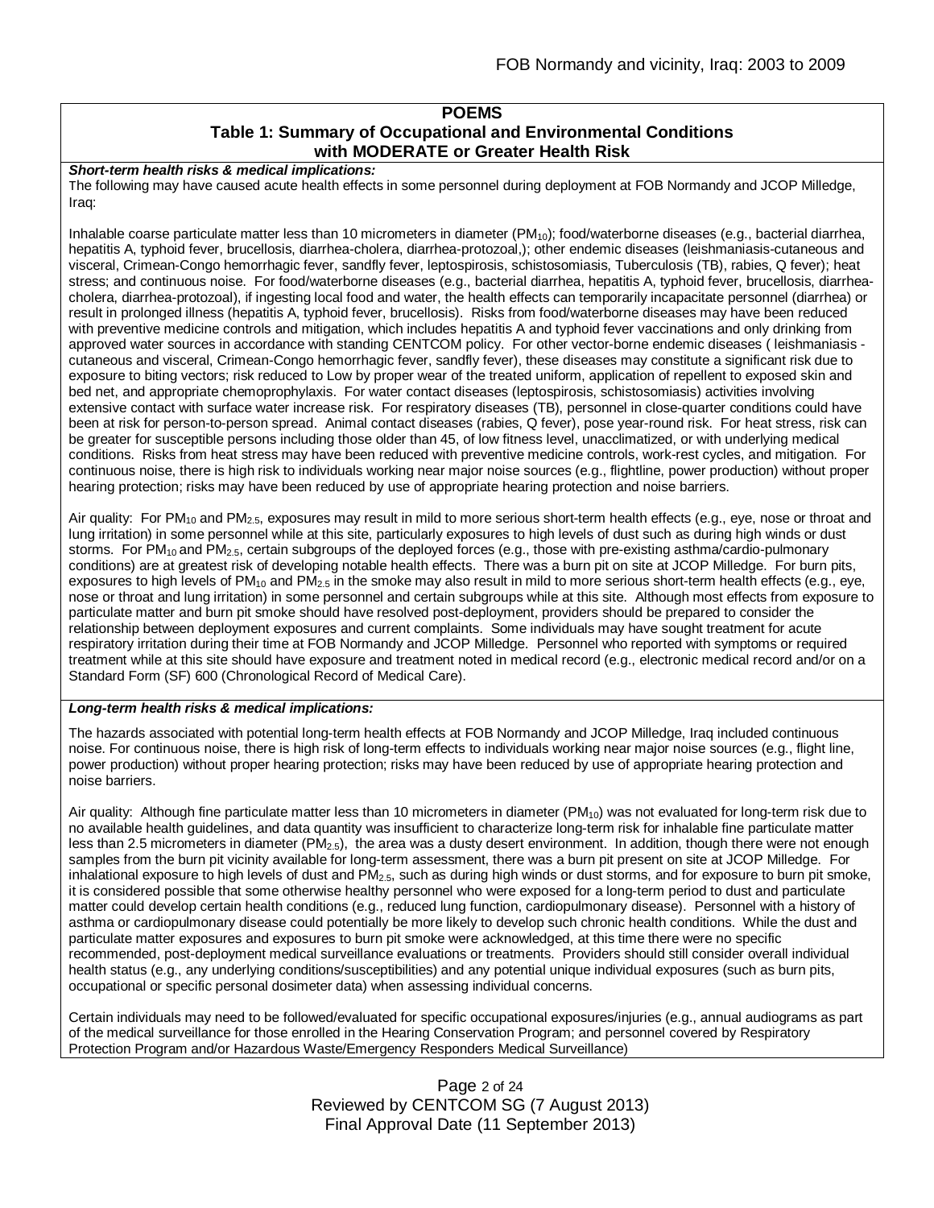## POEMS

### Table 1: Summary of Occupational and Environmental Conditions with MODERATE or Greater Health Risk

***Short-term health risks & medical implications:***

The following may have caused acute health effects in some personnel during deployment at FOB Normandy and JCOP Milledge, Iraq:

Inhalable coarse particulate matter less than 10 micrometers in diameter ($PM_{10}$); food/waterborne diseases (e.g., bacterial diarrhea, hepatitis A, typhoid fever, brucellosis, diarrhea-cholera, diarrhea-protozoal,); other endemic diseases (leishmaniasis-cutaneous and visceral, Crimean-Congo hemorrhagic fever, sandfly fever, leptospirosis, schistosomiasis, Tuberculosis (TB), rabies, Q fever); heat stress; and continuous noise. For food/waterborne diseases (e.g., bacterial diarrhea, hepatitis A, typhoid fever, brucellosis, diarrhea-cholera, diarrhea-protozoal), if ingesting local food and water, the health effects can temporarily incapacitate personnel (diarrhea) or result in prolonged illness (hepatitis A, typhoid fever, brucellosis). Risks from food/waterborne diseases may have been reduced with preventive medicine controls and mitigation, which includes hepatitis A and typhoid fever vaccinations and only drinking from approved water sources in accordance with standing CENTCOM policy. For other vector-borne endemic diseases ( leishmaniasis - cutaneous and visceral, Crimean-Congo hemorrhagic fever, sandfly fever), these diseases may constitute a significant risk due to exposure to biting vectors; risk reduced to Low by proper wear of the treated uniform, application of repellent to exposed skin and bed net, and appropriate chemoprophylaxis. For water contact diseases (leptospirosis, schistosomiasis) activities involving extensive contact with surface water increase risk. For respiratory diseases (TB), personnel in close-quarter conditions could have been at risk for person-to-person spread. Animal contact diseases (rabies, Q fever), pose year-round risk. For heat stress, risk can be greater for susceptible persons including those older than 45, of low fitness level, unacclimatized, or with underlying medical conditions. Risks from heat stress may have been reduced with preventive medicine controls, work-rest cycles, and mitigation. For continuous noise, there is high risk to individuals working near major noise sources (e.g., flightline, power production) without proper hearing protection; risks may have been reduced by use of appropriate hearing protection and noise barriers.

Air quality: For $PM_{10}$ and $PM_{2.5}$, exposures may result in mild to more serious short-term health effects (e.g., eye, nose or throat and lung irritation) in some personnel while at this site, particularly exposures to high levels of dust such as during high winds or dust storms. For $PM_{10}$ and $PM_{2.5}$, certain subgroups of the deployed forces (e.g., those with pre-existing asthma/cardio-pulmonary conditions) are at greatest risk of developing notable health effects. There was a burn pit on site at JCOP Milledge. For burn pits, exposures to high levels of $PM_{10}$ and $PM_{2.5}$ in the smoke may also result in mild to more serious short-term health effects (e.g., eye, nose or throat and lung irritation) in some personnel and certain subgroups while at this site. Although most effects from exposure to particulate matter and burn pit smoke should have resolved post-deployment, providers should be prepared to consider the relationship between deployment exposures and current complaints. Some individuals may have sought treatment for acute respiratory irritation during their time at FOB Normandy and JCOP Milledge. Personnel who reported with symptoms or required treatment while at this site should have exposure and treatment noted in medical record (e.g., electronic medical record and/or on a Standard Form (SF) 600 (Chronological Record of Medical Care).

***Long-term health risks & medical implications:***

The hazards associated with potential long-term health effects at FOB Normandy and JCOP Milledge, Iraq included continuous noise. For continuous noise, there is high risk of long-term effects to individuals working near major noise sources (e.g., flight line, power production) without proper hearing protection; risks may have been reduced by use of appropriate hearing protection and noise barriers.

Air quality: Although fine particulate matter less than 10 micrometers in diameter ($PM_{10}$) was not evaluated for long-term risk due to no available health guidelines, and data quantity was insufficient to characterize long-term risk for inhalable fine particulate matter less than 2.5 micrometers in diameter ($PM_{2.5}$), the area was a dusty desert environment. In addition, though there were not enough samples from the burn pit vicinity available for long-term assessment, there was a burn pit present on site at JCOP Milledge. For inhalational exposure to high levels of dust and $PM_{2.5}$, such as during high winds or dust storms, and for exposure to burn pit smoke, it is considered possible that some otherwise healthy personnel who were exposed for a long-term period to dust and particulate matter could develop certain health conditions (e.g., reduced lung function, cardiopulmonary disease). Personnel with a history of asthma or cardiopulmonary disease could potentially be more likely to develop such chronic health conditions. While the dust and particulate matter exposures and exposures to burn pit smoke were acknowledged, at this time there were no specific recommended, post-deployment medical surveillance evaluations or treatments. Providers should still consider overall individual health status (e.g., any underlying conditions/susceptibilities) and any potential unique individual exposures (such as burn pits, occupational or specific personal dosimeter data) when assessing individual concerns.

Certain individuals may need to be followed/evaluated for specific occupational exposures/injuries (e.g., annual audiograms as part of the medical surveillance for those enrolled in the Hearing Conservation Program; and personnel covered by Respiratory Protection Program and/or Hazardous Waste/Emergency Responders Medical Surveillance)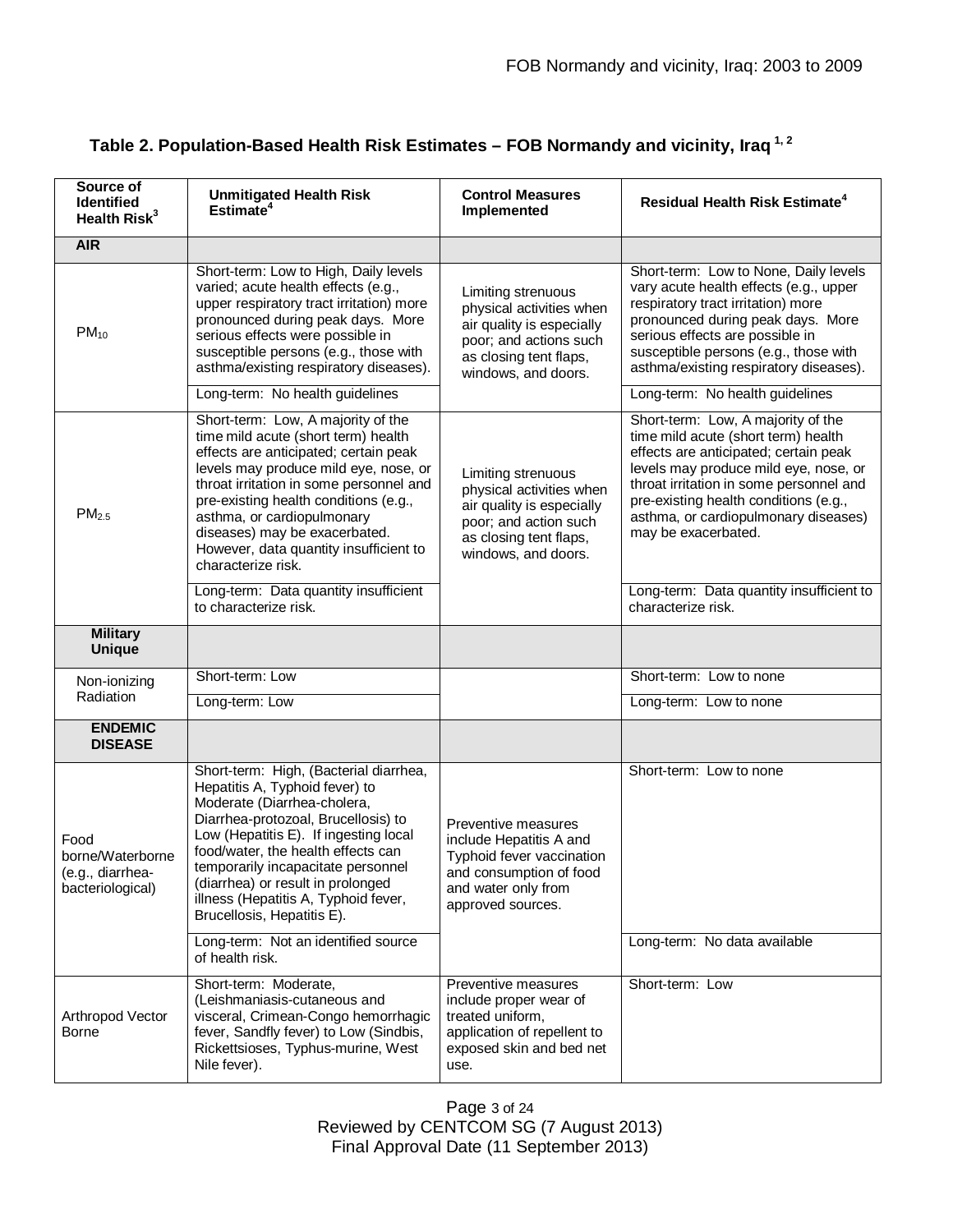## Table 2. Population-Based Health Risk Estimates – FOB Normandy and vicinity, Iraq [1, 2]

| Source of Identified Health Risk[3] | Unmitigated Health Risk Estimate[4] | Control Measures Implemented | Residual Health Risk Estimate[4] |
|---|---|---|---|
| **AIR** | | | |
| $PM_{10}$ | Short-term: Low to High, Daily levels varied; acute health effects (e.g., upper respiratory tract irritation) more pronounced during peak days. More serious effects were possible in susceptible persons (e.g., those with asthma/existing respiratory diseases). | Limiting strenuous physical activities when air quality is especially poor; and actions such as closing tent flaps, windows, and doors. | Short-term: Low to None, Daily levels vary acute health effects (e.g., upper respiratory tract irritation) more pronounced during peak days. More serious effects are possible in susceptible persons (e.g., those with asthma/existing respiratory diseases). |
| | Long-term: No health guidelines | | Long-term: No health guidelines |
| $PM_{2.5}$ | Short-term: Low, A majority of the time mild acute (short term) health effects are anticipated; certain peak levels may produce mild eye, nose, or throat irritation in some personnel and pre-existing health conditions (e.g., asthma, or cardiopulmonary diseases) may be exacerbated. However, data quantity insufficient to characterize risk. | Limiting strenuous physical activities when air quality is especially poor; and action such as closing tent flaps, windows, and doors. | Short-term: Low, A majority of the time mild acute (short term) health effects are anticipated; certain peak levels may produce mild eye, nose, or throat irritation in some personnel and pre-existing health conditions (e.g., asthma, or cardiopulmonary diseases) may be exacerbated. |
| | Long-term: Data quantity insufficient to characterize risk. | | Long-term: Data quantity insufficient to characterize risk. |
| **Military Unique** | | | |
| Non-ionizing Radiation | Short-term: Low | | Short-term: Low to none |
| | Long-term: Low | | Long-term: Low to none |
| **ENDEMIC DISEASE** | | | |
| Food borne/Waterborne (e.g., diarrhea-bacteriological) | Short-term: High, (Bacterial diarrhea, Hepatitis A, Typhoid fever) to Moderate (Diarrhea-cholera, Diarrhea-protozoal, Brucellosis) to Low (Hepatitis E). If ingesting local food/water, the health effects can temporarily incapacitate personnel (diarrhea) or result in prolonged illness (Hepatitis A, Typhoid fever, Brucellosis, Hepatitis E). | Preventive measures include Hepatitis A and Typhoid fever vaccination and consumption of food and water only from approved sources. | Short-term: Low to none |
| | Long-term: Not an identified source of health risk. | | Long-term: No data available |
| Arthropod Vector Borne | Short-term: Moderate, (Leishmaniasis-cutaneous and visceral, Crimean-Congo hemorrhagic fever, Sandfly fever) to Low (Sindbis, Rickettsioses, Typhus-murine, West Nile fever). | Preventive measures include proper wear of treated uniform, application of repellent to exposed skin and bed net use. | Short-term: Low |

Reviewed by CENTCOM SG (7 August 2013)
Final Approval Date (11 September 2013)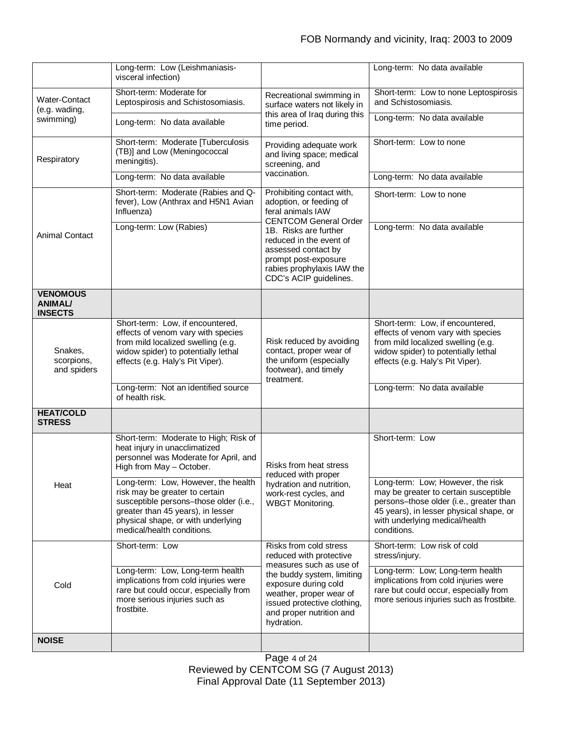| | | | |
|---|---|---|---|
| | Long-term: Low (Leishmaniasis-visceral infection) | | Long-term: No data available |
| Water-Contact (e.g. wading, swimming) | Short-term: Moderate for Leptospirosis and Schistosomiasis. | Recreational swimming in surface waters not likely in this area of Iraq during this time period. | Short-term: Low to none Leptospirosis and Schistosomiasis. |
| | Long-term: No data available | | Long-term: No data available |
| Respiratory | Short-term: Moderate [Tuberculosis (TB)] and Low (Meningococcal meningitis). | Providing adequate work and living space; medical screening, and vaccination. | Short-term: Low to none |
| | Long-term: No data available | | Long-term: No data available |
| Animal Contact | Short-term: Moderate (Rabies and Q-fever), Low (Anthrax and H5N1 Avian Influenza) | Prohibiting contact with, adoption, or feeding of feral animals IAW CENTCOM General Order 1B. Risks are further reduced in the event of assessed contact by prompt post-exposure rabies prophylaxis IAW the CDC's ACIP guidelines. | Short-term: Low to none |
| | Long-term: Low (Rabies) | | Long-term: No data available |
| **VENOMOUS ANIMAL/ INSECTS** | | | |
| Snakes, scorpions, and spiders | Short-term: Low, if encountered, effects of venom vary with species from mild localized swelling (e.g. widow spider) to potentially lethal effects (e.g. Haly's Pit Viper). | Risk reduced by avoiding contact, proper wear of the uniform (especially footwear), and timely treatment. | Short-term: Low, if encountered, effects of venom vary with species from mild localized swelling (e.g. widow spider) to potentially lethal effects (e.g. Haly's Pit Viper). |
| | Long-term: Not an identified source of health risk. | | Long-term: No data available |
| **HEAT/COLD STRESS** | | | |
| Heat | Short-term: Moderate to High; Risk of heat injury in unacclimatized personnel was Moderate for April, and High from May – October. | Risks from heat stress reduced with proper hydration and nutrition, work-rest cycles, and WBGT Monitoring. | Short-term: Low |
| | Long-term: Low, However, the health risk may be greater to certain susceptible persons–those older (i.e., greater than 45 years), in lesser physical shape, or with underlying medical/health conditions. | | Long-term: Low; However, the risk may be greater to certain susceptible persons–those older (i.e., greater than 45 years), in lesser physical shape, or with underlying medical/health conditions. |
| Cold | Short-term: Low | Risks from cold stress reduced with protective measures such as use of the buddy system, limiting exposure during cold weather, proper wear of issued protective clothing, and proper nutrition and hydration. | Short-term: Low risk of cold stress/injury. |
| | Long-term: Low, Long-term health implications from cold injuries were rare but could occur, especially from more serious injuries such as frostbite. | | Long-term: Low; Long-term health implications from cold injuries were rare but could occur, especially from more serious injuries such as frostbite. |
| **NOISE** | | | |

Reviewed by CENTCOM SG (7 August 2013)
Final Approval Date (11 September 2013)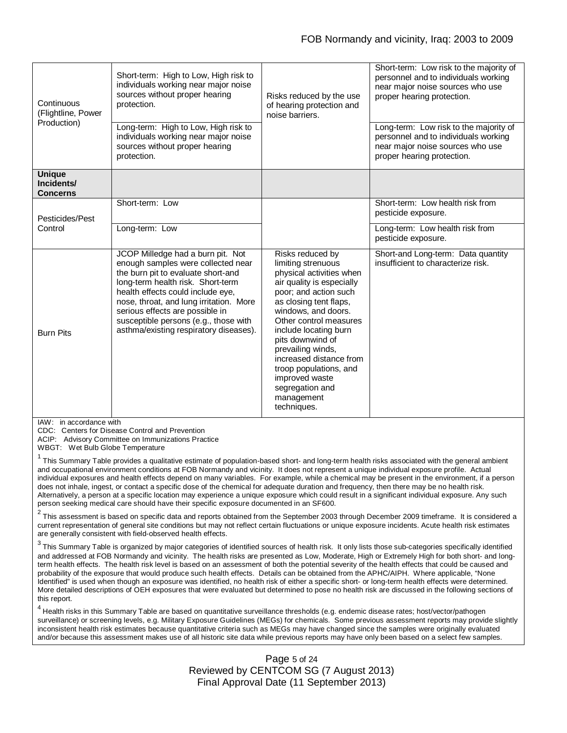| | | | |
|---|---|---|---|
| Continuous (Flightline, Power Production) | Short-term: High to Low, High risk to individuals working near major noise sources without proper hearing protection. | Risks reduced by the use of hearing protection and noise barriers. | Short-term: Low risk to the majority of personnel and to individuals working near major noise sources who use proper hearing protection. |
| | Long-term: High to Low, High risk to individuals working near major noise sources without proper hearing protection. | | Long-term: Low risk to the majority of personnel and to individuals working near major noise sources who use proper hearing protection. |
| **Unique Incidents/ Concerns** | | | |
| Pesticides/Pest Control | Short-term: Low | | Short-term: Low health risk from pesticide exposure. |
| | Long-term: Low | | Long-term: Low health risk from pesticide exposure. |
| Burn Pits | JCOP Milledge had a burn pit. Not enough samples were collected near the burn pit to evaluate short-and long-term health risk. Short-term health effects could include eye, nose, throat, and lung irritation. More serious effects are possible in susceptible persons (e.g., those with asthma/existing respiratory diseases). | Risks reduced by limiting strenuous physical activities when air quality is especially poor; and action such as closing tent flaps, windows, and doors. Other control measures include locating burn pits downwind of prevailing winds, increased distance from troop populations, and improved waste segregation and management techniques. | Short-and Long-term: Data quantity insufficient to characterize risk. |

IAW: in accordance with
CDC: Centers for Disease Control and Prevention
ACIP: Advisory Committee on Immunizations Practice
WBGT: Wet Bulb Globe Temperature

[1] This Summary Table provides a qualitative estimate of population-based short- and long-term health risks associated with the general ambient and occupational environment conditions at FOB Normandy and vicinity. It does not represent a unique individual exposure profile. Actual individual exposures and health effects depend on many variables. For example, while a chemical may be present in the environment, if a person does not inhale, ingest, or contact a specific dose of the chemical for adequate duration and frequency, then there may be no health risk. Alternatively, a person at a specific location may experience a unique exposure which could result in a significant individual exposure. Any such person seeking medical care should have their specific exposure documented in an SF600.

[2] This assessment is based on specific data and reports obtained from the September 2003 through December 2009 timeframe. It is considered a current representation of general site conditions but may not reflect certain fluctuations or unique exposure incidents. Acute health risk estimates are generally consistent with field-observed health effects.

[3] This Summary Table is organized by major categories of identified sources of health risk. It only lists those sub-categories specifically identified and addressed at FOB Normandy and vicinity. The health risks are presented as Low, Moderate, High or Extremely High for both short- and long-term health effects. The health risk level is based on an assessment of both the potential severity of the health effects that could be caused and probability of the exposure that would produce such health effects. Details can be obtained from the APHC/AIPH. Where applicable, "None Identified" is used when though an exposure was identified, no health risk of either a specific short- or long-term health effects were determined. More detailed descriptions of OEH exposures that were evaluated but determined to pose no health risk are discussed in the following sections of this report.

[4] Health risks in this Summary Table are based on quantitative surveillance thresholds (e.g. endemic disease rates; host/vector/pathogen surveillance) or screening levels, e.g. Military Exposure Guidelines (MEGs) for chemicals. Some previous assessment reports may provide slightly inconsistent health risk estimates because quantitative criteria such as MEGs may have changed since the samples were originally evaluated and/or because this assessment makes use of all historic site data while previous reports may have only been based on a select few samples.

Reviewed by CENTCOM SG (7 August 2013)
Final Approval Date (11 September 2013)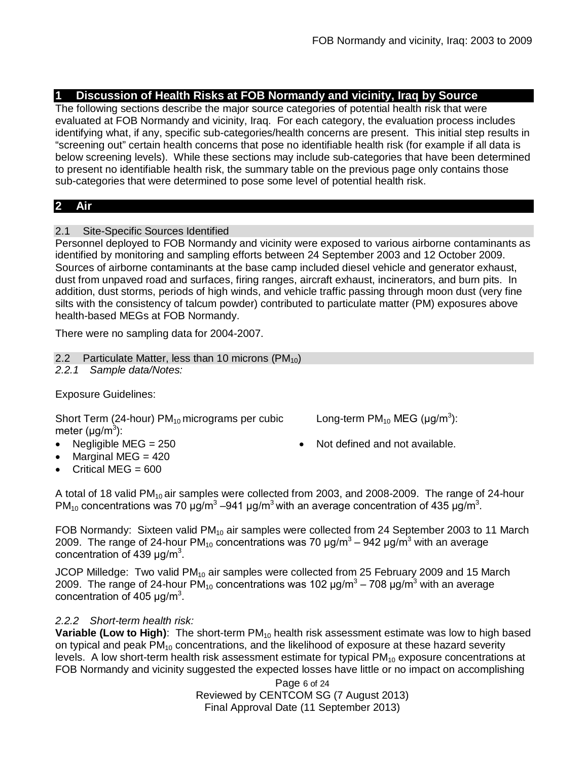## 1 Discussion of Health Risks at FOB Normandy and vicinity, Iraq by Source

The following sections describe the major source categories of potential health risk that were evaluated at FOB Normandy and vicinity, Iraq. For each category, the evaluation process includes identifying what, if any, specific sub-categories/health concerns are present. This initial step results in "screening out" certain health concerns that pose no identifiable health risk (for example if all data is below screening levels). While these sections may include sub-categories that have been determined to present no identifiable health risk, the summary table on the previous page only contains those sub-categories that were determined to pose some level of potential health risk.

## 2 Air

### 2.1 Site-Specific Sources Identified

Personnel deployed to FOB Normandy and vicinity were exposed to various airborne contaminants as identified by monitoring and sampling efforts between 24 September 2003 and 12 October 2009. Sources of airborne contaminants at the base camp included diesel vehicle and generator exhaust, dust from unpaved road and surfaces, firing ranges, aircraft exhaust, incinerators, and burn pits. In addition, dust storms, periods of high winds, and vehicle traffic passing through moon dust (very fine silts with the consistency of talcum powder) contributed to particulate matter (PM) exposures above health-based MEGs at FOB Normandy.

There were no sampling data for 2004-2007.

### 2.2 Particulate Matter, less than 10 microns ($PM_{10}$)

#### *2.2.1 Sample data/Notes:*

Exposure Guidelines:

Short Term (24-hour) $PM_{10}$ micrograms per cubic meter (μg/$m^3$):

- Negligible MEG = 250
- Marginal MEG = 420
- Critical MEG = 600

Long-term $PM_{10}$ MEG (μg/$m^3$):

- Not defined and not available.

A total of 18 valid $PM_{10}$ air samples were collected from 2003, and 2008-2009. The range of 24-hour $PM_{10}$ concentrations was 70 μg/$m^3$ –941 μg/$m^3$ with an average concentration of 435 μg/$m^3$.

FOB Normandy: Sixteen valid $PM_{10}$ air samples were collected from 24 September 2003 to 11 March 2009. The range of 24-hour $PM_{10}$ concentrations was 70 μg/$m^3$ – 942 μg/$m^3$ with an average concentration of 439 μg/$m^3$.

JCOP Milledge: Two valid $PM_{10}$ air samples were collected from 25 February 2009 and 15 March 2009. The range of 24-hour $PM_{10}$ concentrations was 102 μg/$m^3$ – 708 μg/$m^3$ with an average concentration of 405 μg/$m^3$.

#### *2.2.2 Short-term health risk:*

**Variable (Low to High)**: The short-term $PM_{10}$ health risk assessment estimate was low to high based on typical and peak $PM_{10}$ concentrations, and the likelihood of exposure at these hazard severity levels. A low short-term health risk assessment estimate for typical $PM_{10}$ exposure concentrations at FOB Normandy and vicinity suggested the expected losses have little or no impact on accomplishing

Reviewed by CENTCOM SG (7 August 2013)
Final Approval Date (11 September 2013)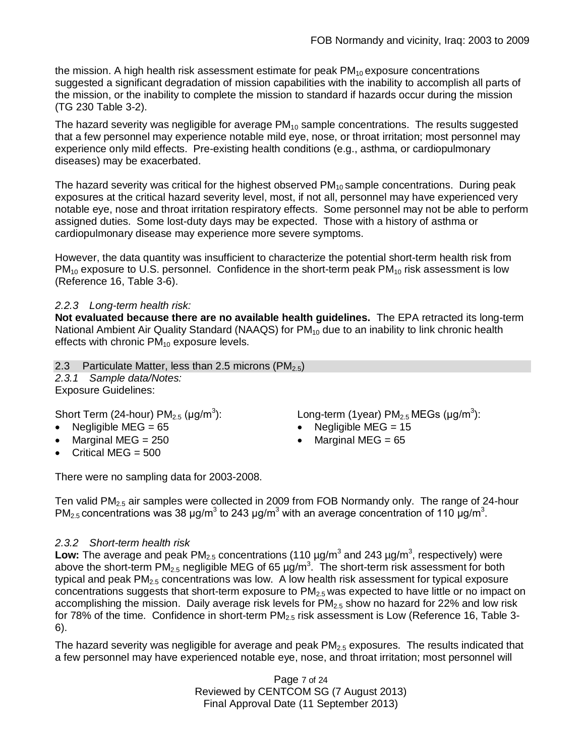the mission. A high health risk assessment estimate for peak $PM_{10}$ exposure concentrations suggested a significant degradation of mission capabilities with the inability to accomplish all parts of the mission, or the inability to complete the mission to standard if hazards occur during the mission (TG 230 Table 3-2).

The hazard severity was negligible for average $PM_{10}$ sample concentrations. The results suggested that a few personnel may experience notable mild eye, nose, or throat irritation; most personnel may experience only mild effects. Pre-existing health conditions (e.g., asthma, or cardiopulmonary diseases) may be exacerbated.

The hazard severity was critical for the highest observed $PM_{10}$ sample concentrations. During peak exposures at the critical hazard severity level, most, if not all, personnel may have experienced very notable eye, nose and throat irritation respiratory effects. Some personnel may not be able to perform assigned duties. Some lost-duty days may be expected. Those with a history of asthma or cardiopulmonary disease may experience more severe symptoms.

However, the data quantity was insufficient to characterize the potential short-term health risk from $PM_{10}$ exposure to U.S. personnel. Confidence in the short-term peak $PM_{10}$ risk assessment is low (Reference 16, Table 3-6).

### *2.2.3 Long-term health risk:*

**Not evaluated because there are no available health guidelines.** The EPA retracted its long-term National Ambient Air Quality Standard (NAAQS) for $PM_{10}$ due to an inability to link chronic health effects with chronic $PM_{10}$ exposure levels.

## 2.3 Particulate Matter, less than 2.5 microns ($PM_{2.5}$)

### *2.3.1 Sample data/Notes:*

Exposure Guidelines:

Short Term (24-hour) $PM_{2.5}$ (μg/m$^3$):

- Negligible MEG = 65
- Marginal MEG = 250
- Critical MEG = 500

Long-term (1year) $PM_{2.5}$ MEGs (μg/m$^3$):

- Negligible MEG = 15
- Marginal MEG = 65

There were no sampling data for 2003-2008.

Ten valid $PM_{2.5}$ air samples were collected in 2009 from FOB Normandy only. The range of 24-hour $PM_{2.5}$ concentrations was 38 μg/m$^3$ to 243 μg/m$^3$ with an average concentration of 110 μg/m$^3$.

### *2.3.2 Short-term health risk*

**Low:** The average and peak $PM_{2.5}$ concentrations (110 μg/m$^3$ and 243 μg/m$^3$, respectively) were above the short-term $PM_{2.5}$ negligible MEG of 65 μg/m$^3$. The short-term risk assessment for both typical and peak $PM_{2.5}$ concentrations was low. A low health risk assessment for typical exposure concentrations suggests that short-term exposure to $PM_{2.5}$ was expected to have little or no impact on accomplishing the mission. Daily average risk levels for $PM_{2.5}$ show no hazard for 22% and low risk for 78% of the time. Confidence in short-term $PM_{2.5}$ risk assessment is Low (Reference 16, Table 3-6).

The hazard severity was negligible for average and peak $PM_{2.5}$ exposures. The results indicated that a few personnel may have experienced notable eye, nose, and throat irritation; most personnel will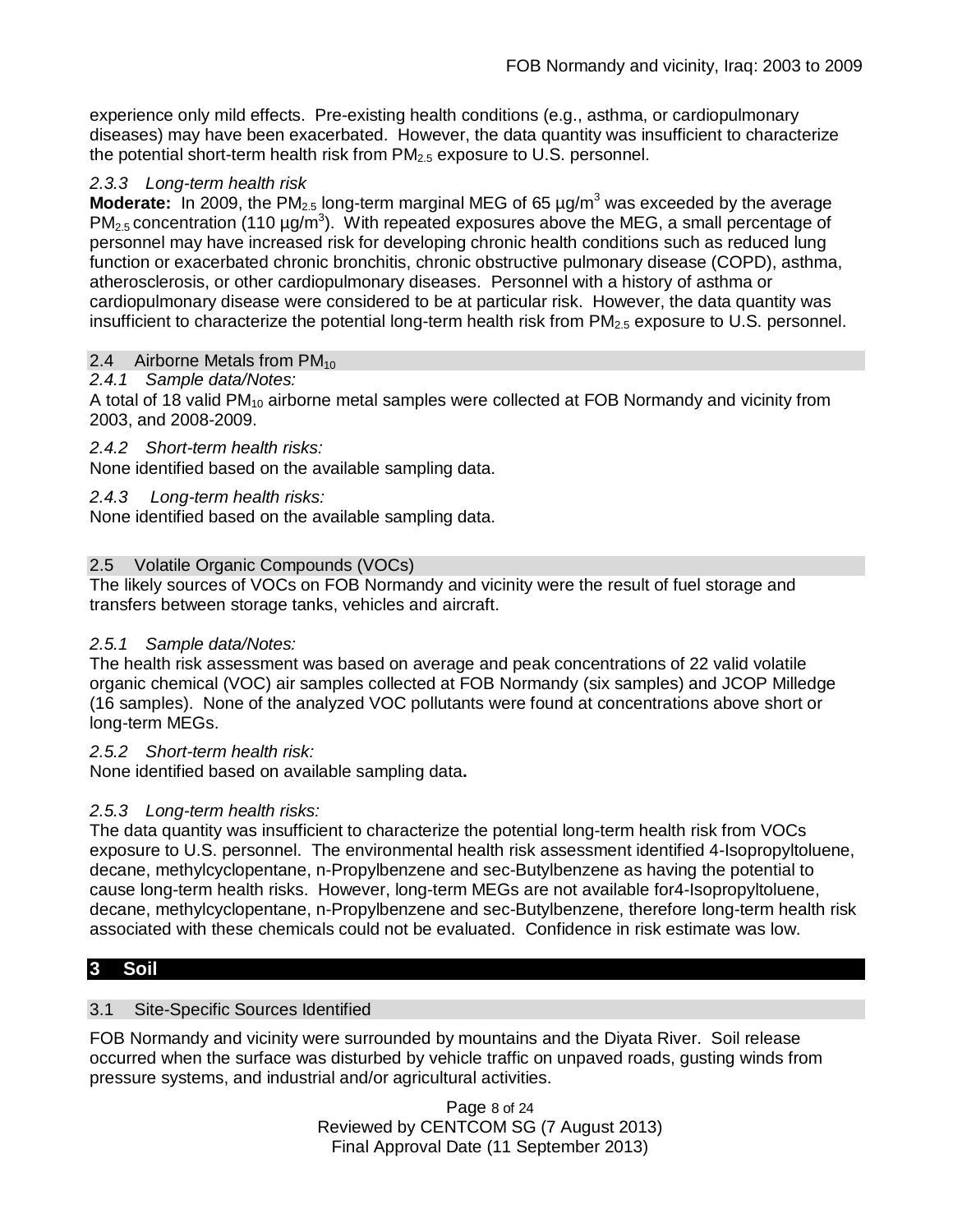experience only mild effects. Pre-existing health conditions (e.g., asthma, or cardiopulmonary diseases) may have been exacerbated. However, the data quantity was insufficient to characterize the potential short-term health risk from $PM_{2.5}$ exposure to U.S. personnel.

*2.3.3 Long-term health risk*

**Moderate:** In 2009, the $PM_{2.5}$ long-term marginal MEG of 65 µg/m$^3$ was exceeded by the average $PM_{2.5}$ concentration (110 µg/m$^3$). With repeated exposures above the MEG, a small percentage of personnel may have increased risk for developing chronic health conditions such as reduced lung function or exacerbated chronic bronchitis, chronic obstructive pulmonary disease (COPD), asthma, atherosclerosis, or other cardiopulmonary diseases. Personnel with a history of asthma or cardiopulmonary disease were considered to be at particular risk. However, the data quantity was insufficient to characterize the potential long-term health risk from $PM_{2.5}$ exposure to U.S. personnel.

### 2.4 Airborne Metals from $PM_{10}$

*2.4.1 Sample data/Notes:*

A total of 18 valid $PM_{10}$ airborne metal samples were collected at FOB Normandy and vicinity from 2003, and 2008-2009.

*2.4.2 Short-term health risks:*

None identified based on the available sampling data.

*2.4.3 Long-term health risks:*

None identified based on the available sampling data.

### 2.5 Volatile Organic Compounds (VOCs)

The likely sources of VOCs on FOB Normandy and vicinity were the result of fuel storage and transfers between storage tanks, vehicles and aircraft.

*2.5.1 Sample data/Notes:*

The health risk assessment was based on average and peak concentrations of 22 valid volatile organic chemical (VOC) air samples collected at FOB Normandy (six samples) and JCOP Milledge (16 samples). None of the analyzed VOC pollutants were found at concentrations above short or long-term MEGs.

*2.5.2 Short-term health risk:*

None identified based on available sampling data**.**

*2.5.3 Long-term health risks:*

The data quantity was insufficient to characterize the potential long-term health risk from VOCs exposure to U.S. personnel. The environmental health risk assessment identified 4-Isopropyltoluene, decane, methylcyclopentane, n-Propylbenzene and sec-Butylbenzene as having the potential to cause long-term health risks. However, long-term MEGs are not available for4-Isopropyltoluene, decane, methylcyclopentane, n-Propylbenzene and sec-Butylbenzene, therefore long-term health risk associated with these chemicals could not be evaluated. Confidence in risk estimate was low.

## 3 Soil

### 3.1 Site-Specific Sources Identified

FOB Normandy and vicinity were surrounded by mountains and the Diyata River. Soil release occurred when the surface was disturbed by vehicle traffic on unpaved roads, gusting winds from pressure systems, and industrial and/or agricultural activities.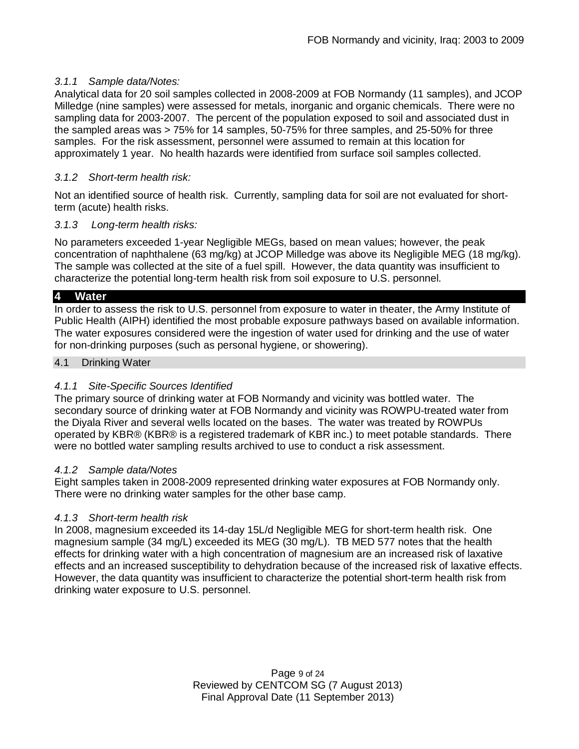### *3.1.1 Sample data/Notes:*

Analytical data for 20 soil samples collected in 2008-2009 at FOB Normandy (11 samples), and JCOP Milledge (nine samples) were assessed for metals, inorganic and organic chemicals. There were no sampling data for 2003-2007. The percent of the population exposed to soil and associated dust in the sampled areas was > 75% for 14 samples, 50-75% for three samples, and 25-50% for three samples. For the risk assessment, personnel were assumed to remain at this location for approximately 1 year. No health hazards were identified from surface soil samples collected.

### *3.1.2 Short-term health risk:*

Not an identified source of health risk. Currently, sampling data for soil are not evaluated for short-term (acute) health risks.

### *3.1.3 Long-term health risks:*

No parameters exceeded 1-year Negligible MEGs, based on mean values; however, the peak concentration of naphthalene (63 mg/kg) at JCOP Milledge was above its Negligible MEG (18 mg/kg). The sample was collected at the site of a fuel spill. However, the data quantity was insufficient to characterize the potential long-term health risk from soil exposure to U.S. personnel.

# 4 Water

In order to assess the risk to U.S. personnel from exposure to water in theater, the Army Institute of Public Health (AIPH) identified the most probable exposure pathways based on available information. The water exposures considered were the ingestion of water used for drinking and the use of water for non-drinking purposes (such as personal hygiene, or showering).

## 4.1 Drinking Water

### *4.1.1 Site-Specific Sources Identified*

The primary source of drinking water at FOB Normandy and vicinity was bottled water. The secondary source of drinking water at FOB Normandy and vicinity was ROWPU-treated water from the Diyala River and several wells located on the bases. The water was treated by ROWPUs operated by KBR® (KBR® is a registered trademark of KBR inc.) to meet potable standards. There were no bottled water sampling results archived to use to conduct a risk assessment.

### *4.1.2 Sample data/Notes*

Eight samples taken in 2008-2009 represented drinking water exposures at FOB Normandy only. There were no drinking water samples for the other base camp.

### *4.1.3 Short-term health risk*

In 2008, magnesium exceeded its 14-day 15L/d Negligible MEG for short-term health risk. One magnesium sample (34 mg/L) exceeded its MEG (30 mg/L). TB MED 577 notes that the health effects for drinking water with a high concentration of magnesium are an increased risk of laxative effects and an increased susceptibility to dehydration because of the increased risk of laxative effects. However, the data quantity was insufficient to characterize the potential short-term health risk from drinking water exposure to U.S. personnel.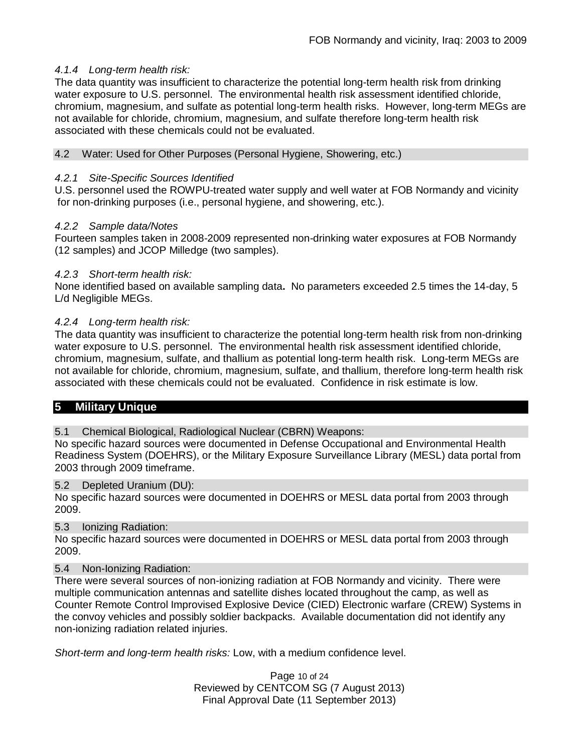#### *4.1.4 Long-term health risk:*

The data quantity was insufficient to characterize the potential long-term health risk from drinking water exposure to U.S. personnel. The environmental health risk assessment identified chloride, chromium, magnesium, and sulfate as potential long-term health risks. However, long-term MEGs are not available for chloride, chromium, magnesium, and sulfate therefore long-term health risk associated with these chemicals could not be evaluated.

### 4.2 Water: Used for Other Purposes (Personal Hygiene, Showering, etc.)

#### *4.2.1 Site-Specific Sources Identified*

U.S. personnel used the ROWPU-treated water supply and well water at FOB Normandy and vicinity for non-drinking purposes (i.e., personal hygiene, and showering, etc.).

#### *4.2.2 Sample data/Notes*

Fourteen samples taken in 2008-2009 represented non-drinking water exposures at FOB Normandy (12 samples) and JCOP Milledge (two samples).

#### *4.2.3 Short-term health risk:*

None identified based on available sampling data**.** No parameters exceeded 2.5 times the 14-day, 5 L/d Negligible MEGs.

#### *4.2.4 Long-term health risk:*

The data quantity was insufficient to characterize the potential long-term health risk from non-drinking water exposure to U.S. personnel. The environmental health risk assessment identified chloride, chromium, magnesium, sulfate, and thallium as potential long-term health risk. Long-term MEGs are not available for chloride, chromium, magnesium, sulfate, and thallium, therefore long-term health risk associated with these chemicals could not be evaluated. Confidence in risk estimate is low.

## 5 Military Unique

### 5.1 Chemical Biological, Radiological Nuclear (CBRN) Weapons:

No specific hazard sources were documented in Defense Occupational and Environmental Health Readiness System (DOEHRS), or the Military Exposure Surveillance Library (MESL) data portal from 2003 through 2009 timeframe.

### 5.2 Depleted Uranium (DU):

No specific hazard sources were documented in DOEHRS or MESL data portal from 2003 through 2009.

### 5.3 Ionizing Radiation:

No specific hazard sources were documented in DOEHRS or MESL data portal from 2003 through 2009.

### 5.4 Non-Ionizing Radiation:

There were several sources of non-ionizing radiation at FOB Normandy and vicinity. There were multiple communication antennas and satellite dishes located throughout the camp, as well as Counter Remote Control Improvised Explosive Device (CIED) Electronic warfare (CREW) Systems in the convoy vehicles and possibly soldier backpacks. Available documentation did not identify any non-ionizing radiation related injuries.

*Short-term and long-term health risks:* Low, with a medium confidence level.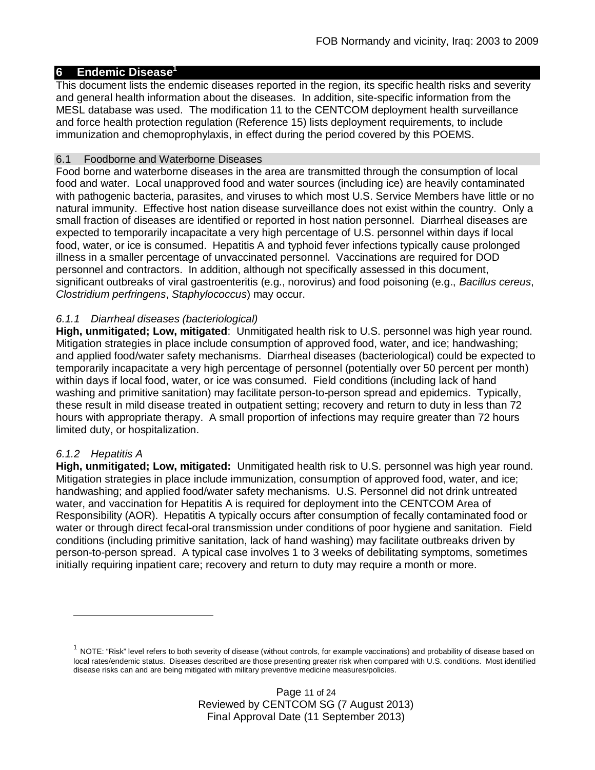## 6 Endemic Disease[1]

This document lists the endemic diseases reported in the region, its specific health risks and severity and general health information about the diseases. In addition, site-specific information from the MESL database was used. The modification 11 to the CENTCOM deployment health surveillance and force health protection regulation (Reference 15) lists deployment requirements, to include immunization and chemoprophylaxis, in effect during the period covered by this POEMS.

### 6.1 Foodborne and Waterborne Diseases

Food borne and waterborne diseases in the area are transmitted through the consumption of local food and water. Local unapproved food and water sources (including ice) are heavily contaminated with pathogenic bacteria, parasites, and viruses to which most U.S. Service Members have little or no natural immunity. Effective host nation disease surveillance does not exist within the country. Only a small fraction of diseases are identified or reported in host nation personnel. Diarrheal diseases are expected to temporarily incapacitate a very high percentage of U.S. personnel within days if local food, water, or ice is consumed. Hepatitis A and typhoid fever infections typically cause prolonged illness in a smaller percentage of unvaccinated personnel. Vaccinations are required for DOD personnel and contractors. In addition, although not specifically assessed in this document, significant outbreaks of viral gastroenteritis (e.g., norovirus) and food poisoning (e.g., *Bacillus cereus*, *Clostridium perfringens*, *Staphylococcus*) may occur.

#### *6.1.1 Diarrheal diseases (bacteriological)*

**High, unmitigated; Low, mitigated**: Unmitigated health risk to U.S. personnel was high year round. Mitigation strategies in place include consumption of approved food, water, and ice; handwashing; and applied food/water safety mechanisms. Diarrheal diseases (bacteriological) could be expected to temporarily incapacitate a very high percentage of personnel (potentially over 50 percent per month) within days if local food, water, or ice was consumed. Field conditions (including lack of hand washing and primitive sanitation) may facilitate person-to-person spread and epidemics. Typically, these result in mild disease treated in outpatient setting; recovery and return to duty in less than 72 hours with appropriate therapy. A small proportion of infections may require greater than 72 hours limited duty, or hospitalization.

#### *6.1.2 Hepatitis A*

**High, unmitigated; Low, mitigated:** Unmitigated health risk to U.S. personnel was high year round. Mitigation strategies in place include immunization, consumption of approved food, water, and ice; handwashing; and applied food/water safety mechanisms. U.S. Personnel did not drink untreated water, and vaccination for Hepatitis A is required for deployment into the CENTCOM Area of Responsibility (AOR). Hepatitis A typically occurs after consumption of fecally contaminated food or water or through direct fecal-oral transmission under conditions of poor hygiene and sanitation. Field conditions (including primitive sanitation, lack of hand washing) may facilitate outbreaks driven by person-to-person spread. A typical case involves 1 to 3 weeks of debilitating symptoms, sometimes initially requiring inpatient care; recovery and return to duty may require a month or more.

---

[1] NOTE: "Risk" level refers to both severity of disease (without controls, for example vaccinations) and probability of disease based on local rates/endemic status. Diseases described are those presenting greater risk when compared with U.S. conditions. Most identified disease risks can and are being mitigated with military preventive medicine measures/policies.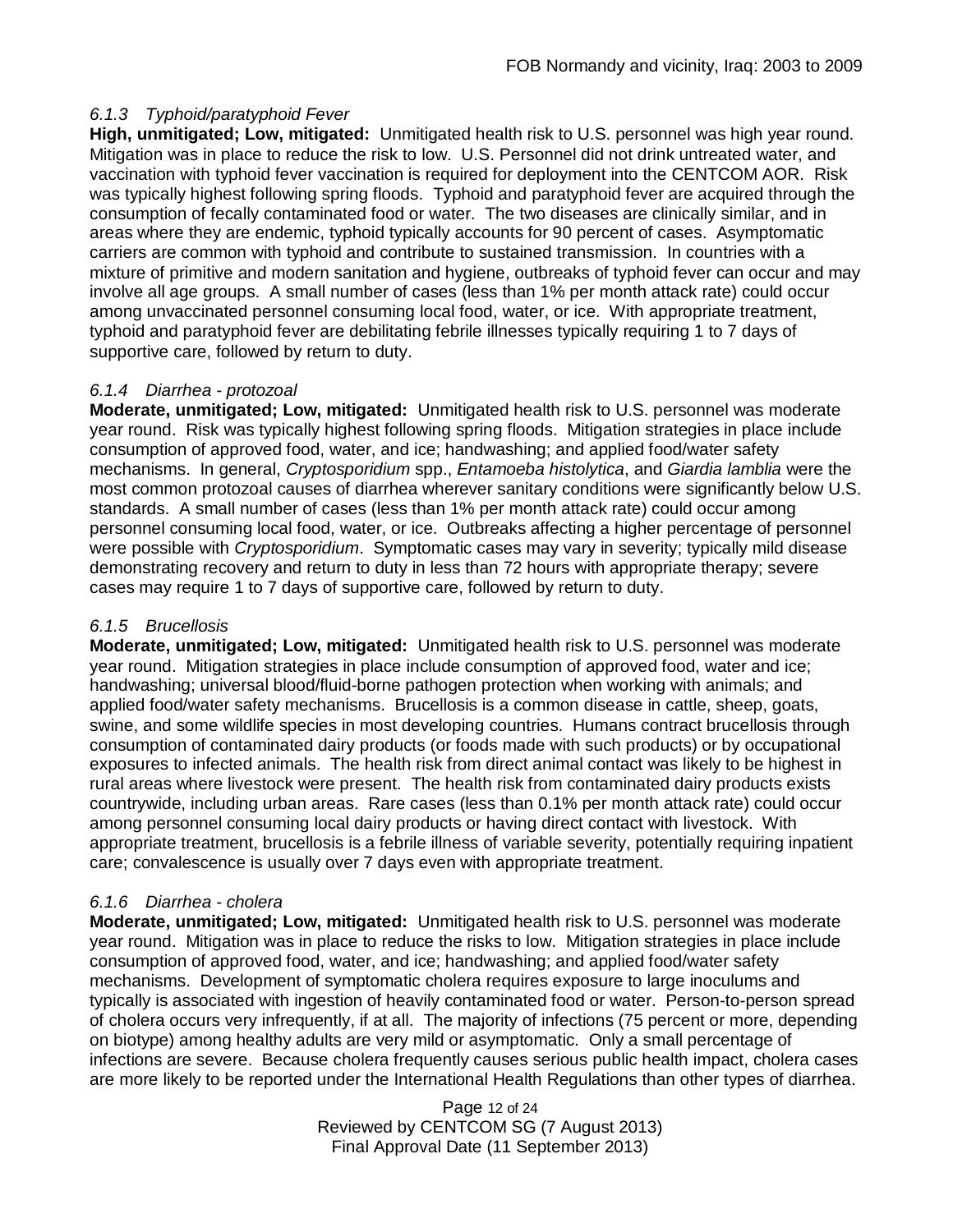### *6.1.3 Typhoid/paratyphoid Fever*

**High, unmitigated; Low, mitigated:** Unmitigated health risk to U.S. personnel was high year round. Mitigation was in place to reduce the risk to low. U.S. Personnel did not drink untreated water, and vaccination with typhoid fever vaccination is required for deployment into the CENTCOM AOR. Risk was typically highest following spring floods. Typhoid and paratyphoid fever are acquired through the consumption of fecally contaminated food or water. The two diseases are clinically similar, and in areas where they are endemic, typhoid typically accounts for 90 percent of cases. Asymptomatic carriers are common with typhoid and contribute to sustained transmission. In countries with a mixture of primitive and modern sanitation and hygiene, outbreaks of typhoid fever can occur and may involve all age groups. A small number of cases (less than 1% per month attack rate) could occur among unvaccinated personnel consuming local food, water, or ice. With appropriate treatment, typhoid and paratyphoid fever are debilitating febrile illnesses typically requiring 1 to 7 days of supportive care, followed by return to duty.

### *6.1.4 Diarrhea - protozoal*

**Moderate, unmitigated; Low, mitigated:** Unmitigated health risk to U.S. personnel was moderate year round. Risk was typically highest following spring floods. Mitigation strategies in place include consumption of approved food, water, and ice; handwashing; and applied food/water safety mechanisms. In general, *Cryptosporidium* spp., *Entamoeba histolytica*, and *Giardia lamblia* were the most common protozoal causes of diarrhea wherever sanitary conditions were significantly below U.S. standards. A small number of cases (less than 1% per month attack rate) could occur among personnel consuming local food, water, or ice. Outbreaks affecting a higher percentage of personnel were possible with *Cryptosporidium*. Symptomatic cases may vary in severity; typically mild disease demonstrating recovery and return to duty in less than 72 hours with appropriate therapy; severe cases may require 1 to 7 days of supportive care, followed by return to duty.

### *6.1.5 Brucellosis*

**Moderate, unmitigated; Low, mitigated:** Unmitigated health risk to U.S. personnel was moderate year round. Mitigation strategies in place include consumption of approved food, water and ice; handwashing; universal blood/fluid-borne pathogen protection when working with animals; and applied food/water safety mechanisms. Brucellosis is a common disease in cattle, sheep, goats, swine, and some wildlife species in most developing countries. Humans contract brucellosis through consumption of contaminated dairy products (or foods made with such products) or by occupational exposures to infected animals. The health risk from direct animal contact was likely to be highest in rural areas where livestock were present. The health risk from contaminated dairy products exists countrywide, including urban areas. Rare cases (less than 0.1% per month attack rate) could occur among personnel consuming local dairy products or having direct contact with livestock. With appropriate treatment, brucellosis is a febrile illness of variable severity, potentially requiring inpatient care; convalescence is usually over 7 days even with appropriate treatment.

### *6.1.6 Diarrhea - cholera*

**Moderate, unmitigated; Low, mitigated:** Unmitigated health risk to U.S. personnel was moderate year round. Mitigation was in place to reduce the risks to low. Mitigation strategies in place include consumption of approved food, water, and ice; handwashing; and applied food/water safety mechanisms. Development of symptomatic cholera requires exposure to large inoculums and typically is associated with ingestion of heavily contaminated food or water. Person-to-person spread of cholera occurs very infrequently, if at all. The majority of infections (75 percent or more, depending on biotype) among healthy adults are very mild or asymptomatic. Only a small percentage of infections are severe. Because cholera frequently causes serious public health impact, cholera cases are more likely to be reported under the International Health Regulations than other types of diarrhea.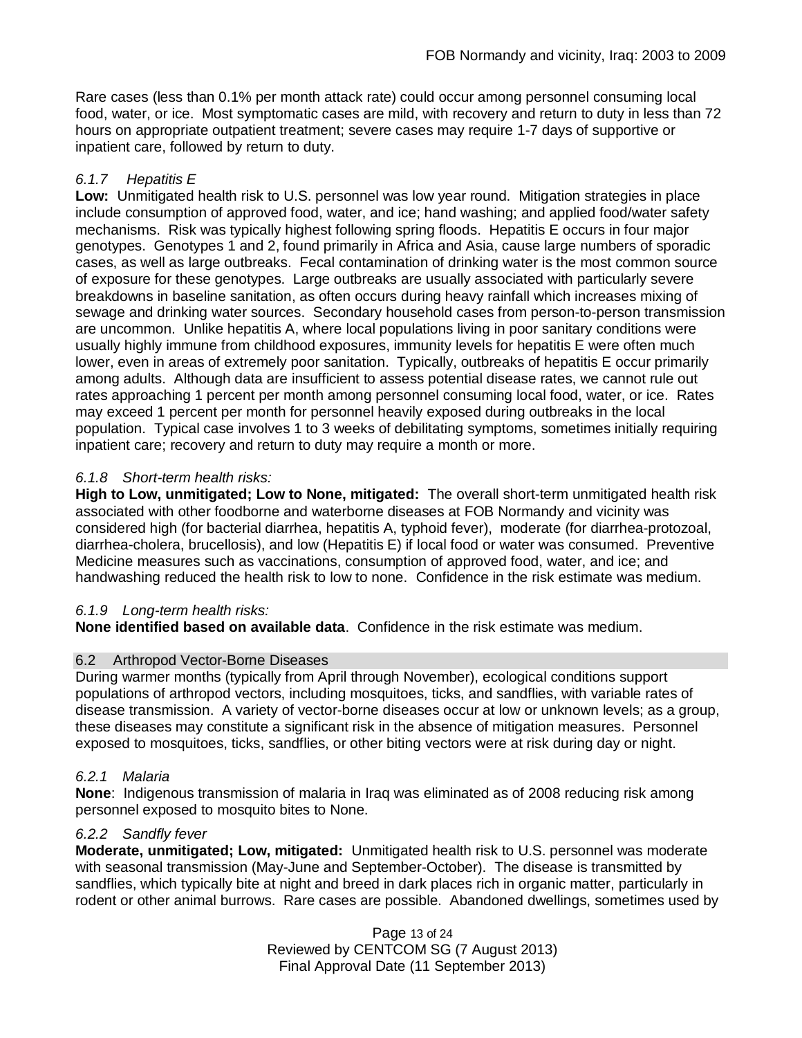Rare cases (less than 0.1% per month attack rate) could occur among personnel consuming local food, water, or ice. Most symptomatic cases are mild, with recovery and return to duty in less than 72 hours on appropriate outpatient treatment; severe cases may require 1-7 days of supportive or inpatient care, followed by return to duty.

### *6.1.7 Hepatitis E*

**Low:** Unmitigated health risk to U.S. personnel was low year round. Mitigation strategies in place include consumption of approved food, water, and ice; hand washing; and applied food/water safety mechanisms. Risk was typically highest following spring floods. Hepatitis E occurs in four major genotypes. Genotypes 1 and 2, found primarily in Africa and Asia, cause large numbers of sporadic cases, as well as large outbreaks. Fecal contamination of drinking water is the most common source of exposure for these genotypes. Large outbreaks are usually associated with particularly severe breakdowns in baseline sanitation, as often occurs during heavy rainfall which increases mixing of sewage and drinking water sources. Secondary household cases from person-to-person transmission are uncommon. Unlike hepatitis A, where local populations living in poor sanitary conditions were usually highly immune from childhood exposures, immunity levels for hepatitis E were often much lower, even in areas of extremely poor sanitation. Typically, outbreaks of hepatitis E occur primarily among adults. Although data are insufficient to assess potential disease rates, we cannot rule out rates approaching 1 percent per month among personnel consuming local food, water, or ice. Rates may exceed 1 percent per month for personnel heavily exposed during outbreaks in the local population. Typical case involves 1 to 3 weeks of debilitating symptoms, sometimes initially requiring inpatient care; recovery and return to duty may require a month or more.

### *6.1.8 Short-term health risks:*

**High to Low, unmitigated; Low to None, mitigated:** The overall short-term unmitigated health risk associated with other foodborne and waterborne diseases at FOB Normandy and vicinity was considered high (for bacterial diarrhea, hepatitis A, typhoid fever), moderate (for diarrhea-protozoal, diarrhea-cholera, brucellosis), and low (Hepatitis E) if local food or water was consumed. Preventive Medicine measures such as vaccinations, consumption of approved food, water, and ice; and handwashing reduced the health risk to low to none. Confidence in the risk estimate was medium.

### *6.1.9 Long-term health risks:*

**None identified based on available data**. Confidence in the risk estimate was medium.

## 6.2 Arthropod Vector-Borne Diseases

During warmer months (typically from April through November), ecological conditions support populations of arthropod vectors, including mosquitoes, ticks, and sandflies, with variable rates of disease transmission. A variety of vector-borne diseases occur at low or unknown levels; as a group, these diseases may constitute a significant risk in the absence of mitigation measures. Personnel exposed to mosquitoes, ticks, sandflies, or other biting vectors were at risk during day or night.

### *6.2.1 Malaria*

**None**: Indigenous transmission of malaria in Iraq was eliminated as of 2008 reducing risk among personnel exposed to mosquito bites to None.

### *6.2.2 Sandfly fever*

**Moderate, unmitigated; Low, mitigated:** Unmitigated health risk to U.S. personnel was moderate with seasonal transmission (May-June and September-October). The disease is transmitted by sandflies, which typically bite at night and breed in dark places rich in organic matter, particularly in rodent or other animal burrows. Rare cases are possible. Abandoned dwellings, sometimes used by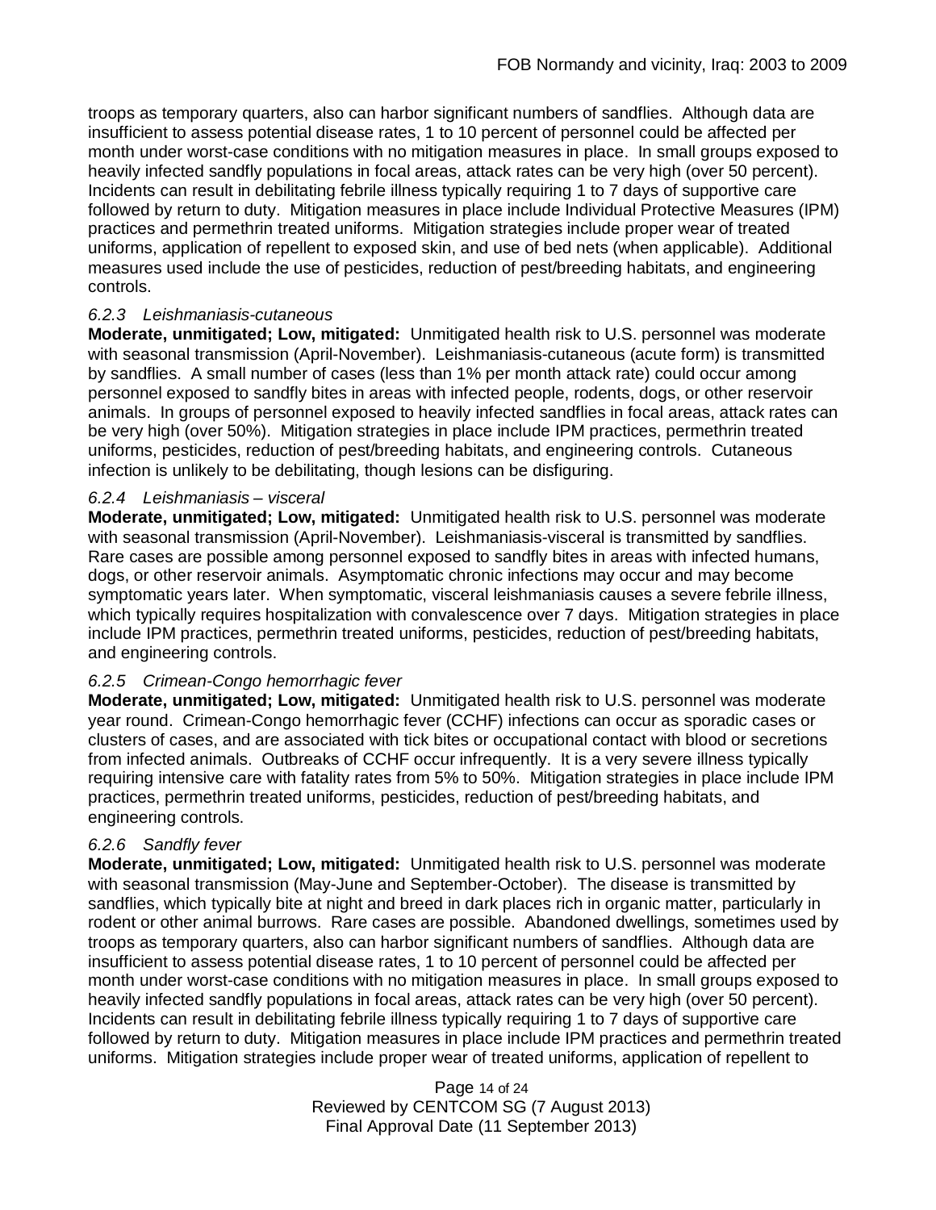troops as temporary quarters, also can harbor significant numbers of sandflies. Although data are insufficient to assess potential disease rates, 1 to 10 percent of personnel could be affected per month under worst-case conditions with no mitigation measures in place. In small groups exposed to heavily infected sandfly populations in focal areas, attack rates can be very high (over 50 percent). Incidents can result in debilitating febrile illness typically requiring 1 to 7 days of supportive care followed by return to duty. Mitigation measures in place include Individual Protective Measures (IPM) practices and permethrin treated uniforms. Mitigation strategies include proper wear of treated uniforms, application of repellent to exposed skin, and use of bed nets (when applicable). Additional measures used include the use of pesticides, reduction of pest/breeding habitats, and engineering controls.

#### *6.2.3 Leishmaniasis-cutaneous*

**Moderate, unmitigated; Low, mitigated:** Unmitigated health risk to U.S. personnel was moderate with seasonal transmission (April-November). Leishmaniasis-cutaneous (acute form) is transmitted by sandflies. A small number of cases (less than 1% per month attack rate) could occur among personnel exposed to sandfly bites in areas with infected people, rodents, dogs, or other reservoir animals. In groups of personnel exposed to heavily infected sandflies in focal areas, attack rates can be very high (over 50%). Mitigation strategies in place include IPM practices, permethrin treated uniforms, pesticides, reduction of pest/breeding habitats, and engineering controls. Cutaneous infection is unlikely to be debilitating, though lesions can be disfiguring.

#### *6.2.4 Leishmaniasis – visceral*

**Moderate, unmitigated; Low, mitigated:** Unmitigated health risk to U.S. personnel was moderate with seasonal transmission (April-November). Leishmaniasis-visceral is transmitted by sandflies. Rare cases are possible among personnel exposed to sandfly bites in areas with infected humans, dogs, or other reservoir animals. Asymptomatic chronic infections may occur and may become symptomatic years later. When symptomatic, visceral leishmaniasis causes a severe febrile illness, which typically requires hospitalization with convalescence over 7 days. Mitigation strategies in place include IPM practices, permethrin treated uniforms, pesticides, reduction of pest/breeding habitats, and engineering controls.

#### *6.2.5 Crimean-Congo hemorrhagic fever*

**Moderate, unmitigated; Low, mitigated:** Unmitigated health risk to U.S. personnel was moderate year round. Crimean-Congo hemorrhagic fever (CCHF) infections can occur as sporadic cases or clusters of cases, and are associated with tick bites or occupational contact with blood or secretions from infected animals. Outbreaks of CCHF occur infrequently. It is a very severe illness typically requiring intensive care with fatality rates from 5% to 50%. Mitigation strategies in place include IPM practices, permethrin treated uniforms, pesticides, reduction of pest/breeding habitats, and engineering controls.

#### *6.2.6 Sandfly fever*

**Moderate, unmitigated; Low, mitigated:** Unmitigated health risk to U.S. personnel was moderate with seasonal transmission (May-June and September-October). The disease is transmitted by sandflies, which typically bite at night and breed in dark places rich in organic matter, particularly in rodent or other animal burrows. Rare cases are possible. Abandoned dwellings, sometimes used by troops as temporary quarters, also can harbor significant numbers of sandflies. Although data are insufficient to assess potential disease rates, 1 to 10 percent of personnel could be affected per month under worst-case conditions with no mitigation measures in place. In small groups exposed to heavily infected sandfly populations in focal areas, attack rates can be very high (over 50 percent). Incidents can result in debilitating febrile illness typically requiring 1 to 7 days of supportive care followed by return to duty. Mitigation measures in place include IPM practices and permethrin treated uniforms. Mitigation strategies include proper wear of treated uniforms, application of repellent to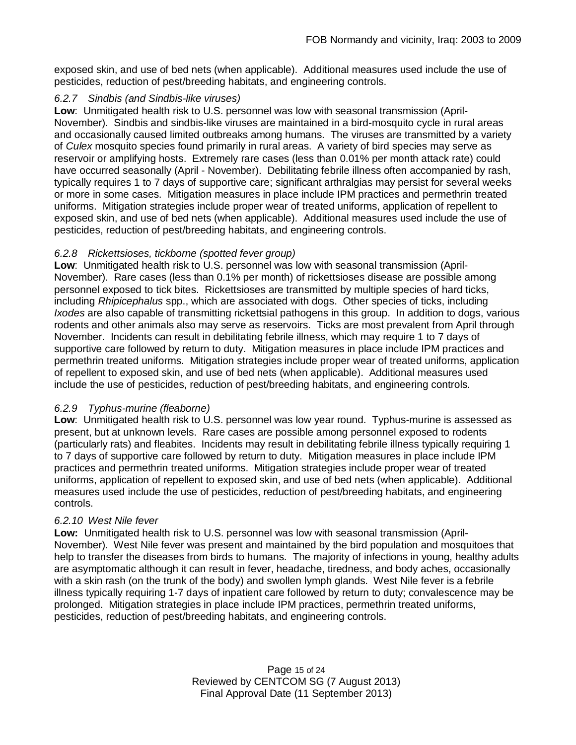exposed skin, and use of bed nets (when applicable). Additional measures used include the use of pesticides, reduction of pest/breeding habitats, and engineering controls.

#### *6.2.7 Sindbis (and Sindbis-like viruses)*

**Low**: Unmitigated health risk to U.S. personnel was low with seasonal transmission (April-November). Sindbis and sindbis-like viruses are maintained in a bird-mosquito cycle in rural areas and occasionally caused limited outbreaks among humans. The viruses are transmitted by a variety of *Culex* mosquito species found primarily in rural areas. A variety of bird species may serve as reservoir or amplifying hosts. Extremely rare cases (less than 0.01% per month attack rate) could have occurred seasonally (April - November). Debilitating febrile illness often accompanied by rash, typically requires 1 to 7 days of supportive care; significant arthralgias may persist for several weeks or more in some cases. Mitigation measures in place include IPM practices and permethrin treated uniforms. Mitigation strategies include proper wear of treated uniforms, application of repellent to exposed skin, and use of bed nets (when applicable). Additional measures used include the use of pesticides, reduction of pest/breeding habitats, and engineering controls.

#### *6.2.8 Rickettsioses, tickborne (spotted fever group)*

**Low**: Unmitigated health risk to U.S. personnel was low with seasonal transmission (April-November). Rare cases (less than 0.1% per month) of rickettsioses disease are possible among personnel exposed to tick bites. Rickettsioses are transmitted by multiple species of hard ticks, including *Rhipicephalus* spp., which are associated with dogs. Other species of ticks, including *Ixodes* are also capable of transmitting rickettsial pathogens in this group. In addition to dogs, various rodents and other animals also may serve as reservoirs. Ticks are most prevalent from April through November. Incidents can result in debilitating febrile illness, which may require 1 to 7 days of supportive care followed by return to duty. Mitigation measures in place include IPM practices and permethrin treated uniforms. Mitigation strategies include proper wear of treated uniforms, application of repellent to exposed skin, and use of bed nets (when applicable). Additional measures used include the use of pesticides, reduction of pest/breeding habitats, and engineering controls.

#### *6.2.9 Typhus-murine (fleaborne)*

**Low**: Unmitigated health risk to U.S. personnel was low year round. Typhus-murine is assessed as present, but at unknown levels. Rare cases are possible among personnel exposed to rodents (particularly rats) and fleabites. Incidents may result in debilitating febrile illness typically requiring 1 to 7 days of supportive care followed by return to duty. Mitigation measures in place include IPM practices and permethrin treated uniforms. Mitigation strategies include proper wear of treated uniforms, application of repellent to exposed skin, and use of bed nets (when applicable). Additional measures used include the use of pesticides, reduction of pest/breeding habitats, and engineering controls.

#### *6.2.10 West Nile fever*

**Low:** Unmitigated health risk to U.S. personnel was low with seasonal transmission (April-November). West Nile fever was present and maintained by the bird population and mosquitoes that help to transfer the diseases from birds to humans. The majority of infections in young, healthy adults are asymptomatic although it can result in fever, headache, tiredness, and body aches, occasionally with a skin rash (on the trunk of the body) and swollen lymph glands. West Nile fever is a febrile illness typically requiring 1-7 days of inpatient care followed by return to duty; convalescence may be prolonged. Mitigation strategies in place include IPM practices, permethrin treated uniforms, pesticides, reduction of pest/breeding habitats, and engineering controls.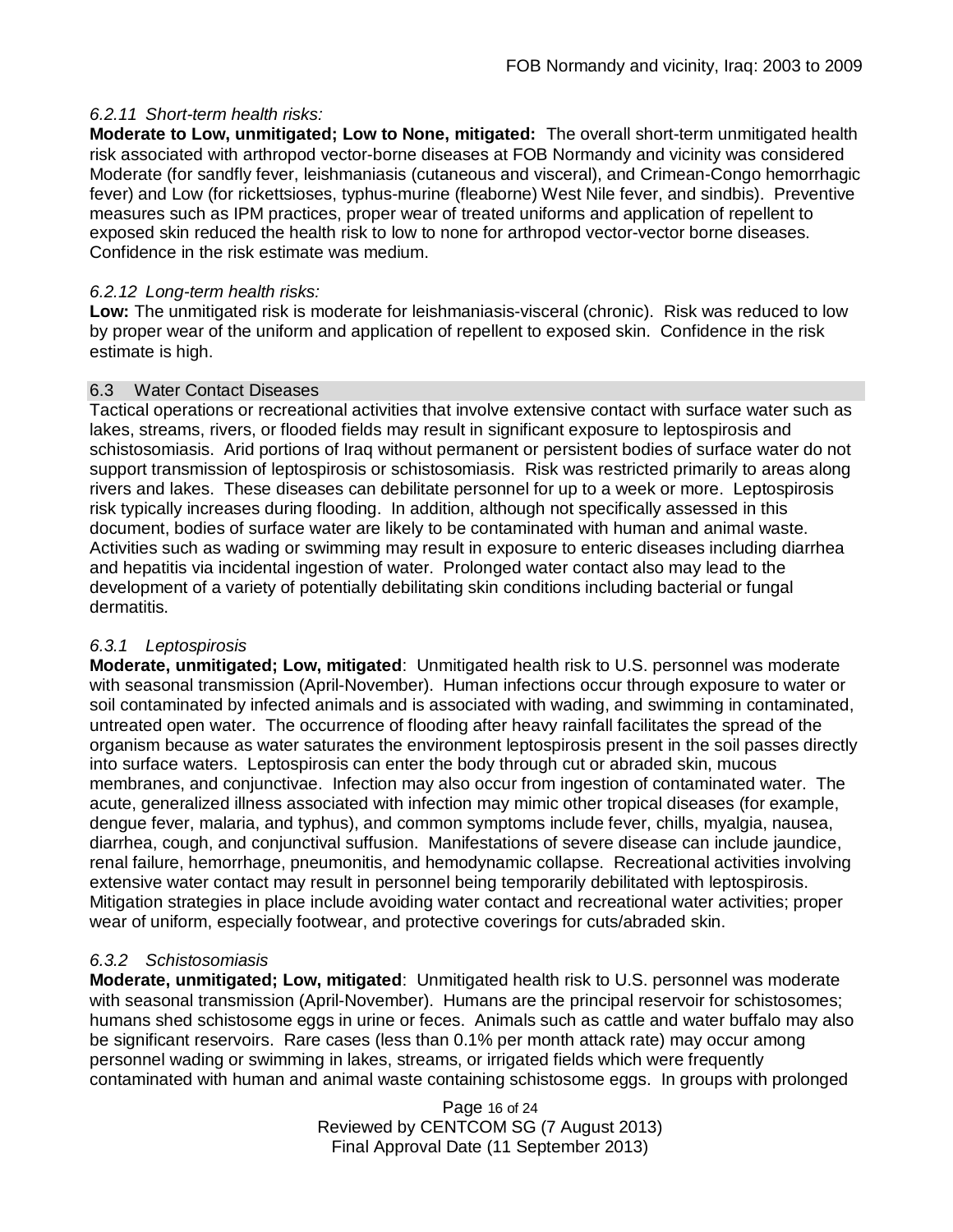*6.2.11 Short-term health risks:*

**Moderate to Low, unmitigated; Low to None, mitigated:** The overall short-term unmitigated health risk associated with arthropod vector-borne diseases at FOB Normandy and vicinity was considered Moderate (for sandfly fever, leishmaniasis (cutaneous and visceral), and Crimean-Congo hemorrhagic fever) and Low (for rickettsioses, typhus-murine (fleaborne) West Nile fever, and sindbis). Preventive measures such as IPM practices, proper wear of treated uniforms and application of repellent to exposed skin reduced the health risk to low to none for arthropod vector-vector borne diseases. Confidence in the risk estimate was medium.

*6.2.12 Long-term health risks:*

**Low:** The unmitigated risk is moderate for leishmaniasis-visceral (chronic). Risk was reduced to low by proper wear of the uniform and application of repellent to exposed skin. Confidence in the risk estimate is high.

## 6.3 Water Contact Diseases

Tactical operations or recreational activities that involve extensive contact with surface water such as lakes, streams, rivers, or flooded fields may result in significant exposure to leptospirosis and schistosomiasis. Arid portions of Iraq without permanent or persistent bodies of surface water do not support transmission of leptospirosis or schistosomiasis. Risk was restricted primarily to areas along rivers and lakes. These diseases can debilitate personnel for up to a week or more. Leptospirosis risk typically increases during flooding. In addition, although not specifically assessed in this document, bodies of surface water are likely to be contaminated with human and animal waste. Activities such as wading or swimming may result in exposure to enteric diseases including diarrhea and hepatitis via incidental ingestion of water. Prolonged water contact also may lead to the development of a variety of potentially debilitating skin conditions including bacterial or fungal dermatitis.

*6.3.1 Leptospirosis*

**Moderate, unmitigated; Low, mitigated**: Unmitigated health risk to U.S. personnel was moderate with seasonal transmission (April-November). Human infections occur through exposure to water or soil contaminated by infected animals and is associated with wading, and swimming in contaminated, untreated open water. The occurrence of flooding after heavy rainfall facilitates the spread of the organism because as water saturates the environment leptospirosis present in the soil passes directly into surface waters. Leptospirosis can enter the body through cut or abraded skin, mucous membranes, and conjunctivae. Infection may also occur from ingestion of contaminated water. The acute, generalized illness associated with infection may mimic other tropical diseases (for example, dengue fever, malaria, and typhus), and common symptoms include fever, chills, myalgia, nausea, diarrhea, cough, and conjunctival suffusion. Manifestations of severe disease can include jaundice, renal failure, hemorrhage, pneumonitis, and hemodynamic collapse. Recreational activities involving extensive water contact may result in personnel being temporarily debilitated with leptospirosis. Mitigation strategies in place include avoiding water contact and recreational water activities; proper wear of uniform, especially footwear, and protective coverings for cuts/abraded skin.

*6.3.2 Schistosomiasis*

**Moderate, unmitigated; Low, mitigated**: Unmitigated health risk to U.S. personnel was moderate with seasonal transmission (April-November). Humans are the principal reservoir for schistosomes; humans shed schistosome eggs in urine or feces. Animals such as cattle and water buffalo may also be significant reservoirs. Rare cases (less than 0.1% per month attack rate) may occur among personnel wading or swimming in lakes, streams, or irrigated fields which were frequently contaminated with human and animal waste containing schistosome eggs. In groups with prolonged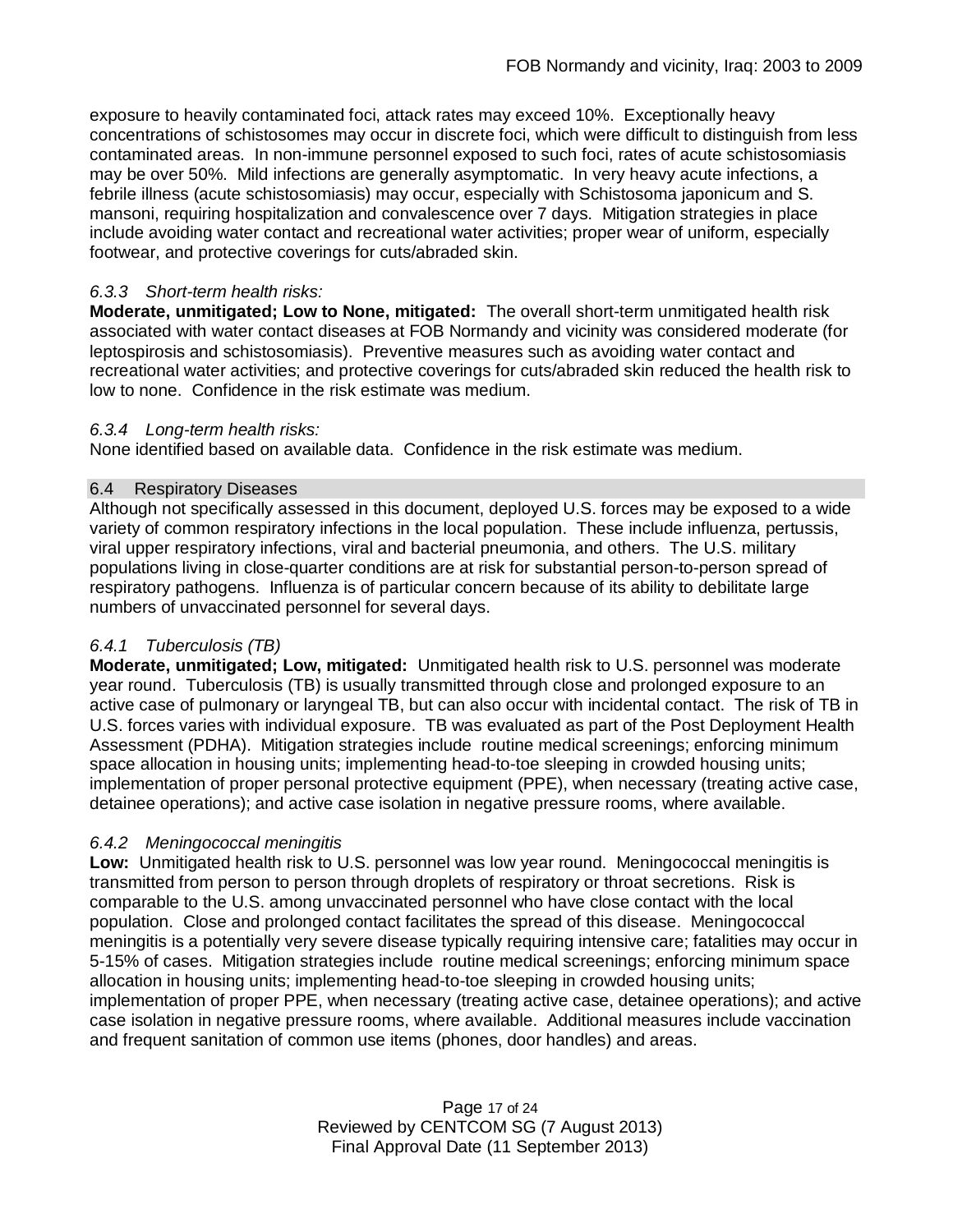exposure to heavily contaminated foci, attack rates may exceed 10%. Exceptionally heavy concentrations of schistosomes may occur in discrete foci, which were difficult to distinguish from less contaminated areas. In non-immune personnel exposed to such foci, rates of acute schistosomiasis may be over 50%. Mild infections are generally asymptomatic. In very heavy acute infections, a febrile illness (acute schistosomiasis) may occur, especially with Schistosoma japonicum and S. mansoni, requiring hospitalization and convalescence over 7 days. Mitigation strategies in place include avoiding water contact and recreational water activities; proper wear of uniform, especially footwear, and protective coverings for cuts/abraded skin.

### *6.3.3 Short-term health risks:*

**Moderate, unmitigated; Low to None, mitigated:** The overall short-term unmitigated health risk associated with water contact diseases at FOB Normandy and vicinity was considered moderate (for leptospirosis and schistosomiasis). Preventive measures such as avoiding water contact and recreational water activities; and protective coverings for cuts/abraded skin reduced the health risk to low to none. Confidence in the risk estimate was medium.

### *6.3.4 Long-term health risks:*

None identified based on available data. Confidence in the risk estimate was medium.

## 6.4 Respiratory Diseases

Although not specifically assessed in this document, deployed U.S. forces may be exposed to a wide variety of common respiratory infections in the local population. These include influenza, pertussis, viral upper respiratory infections, viral and bacterial pneumonia, and others. The U.S. military populations living in close-quarter conditions are at risk for substantial person-to-person spread of respiratory pathogens. Influenza is of particular concern because of its ability to debilitate large numbers of unvaccinated personnel for several days.

### *6.4.1 Tuberculosis (TB)*

**Moderate, unmitigated; Low, mitigated:** Unmitigated health risk to U.S. personnel was moderate year round. Tuberculosis (TB) is usually transmitted through close and prolonged exposure to an active case of pulmonary or laryngeal TB, but can also occur with incidental contact. The risk of TB in U.S. forces varies with individual exposure. TB was evaluated as part of the Post Deployment Health Assessment (PDHA). Mitigation strategies include routine medical screenings; enforcing minimum space allocation in housing units; implementing head-to-toe sleeping in crowded housing units; implementation of proper personal protective equipment (PPE), when necessary (treating active case, detainee operations); and active case isolation in negative pressure rooms, where available.

### *6.4.2 Meningococcal meningitis*

**Low:** Unmitigated health risk to U.S. personnel was low year round. Meningococcal meningitis is transmitted from person to person through droplets of respiratory or throat secretions. Risk is comparable to the U.S. among unvaccinated personnel who have close contact with the local population. Close and prolonged contact facilitates the spread of this disease. Meningococcal meningitis is a potentially very severe disease typically requiring intensive care; fatalities may occur in 5-15% of cases. Mitigation strategies include routine medical screenings; enforcing minimum space allocation in housing units; implementing head-to-toe sleeping in crowded housing units; implementation of proper PPE, when necessary (treating active case, detainee operations); and active case isolation in negative pressure rooms, where available. Additional measures include vaccination and frequent sanitation of common use items (phones, door handles) and areas.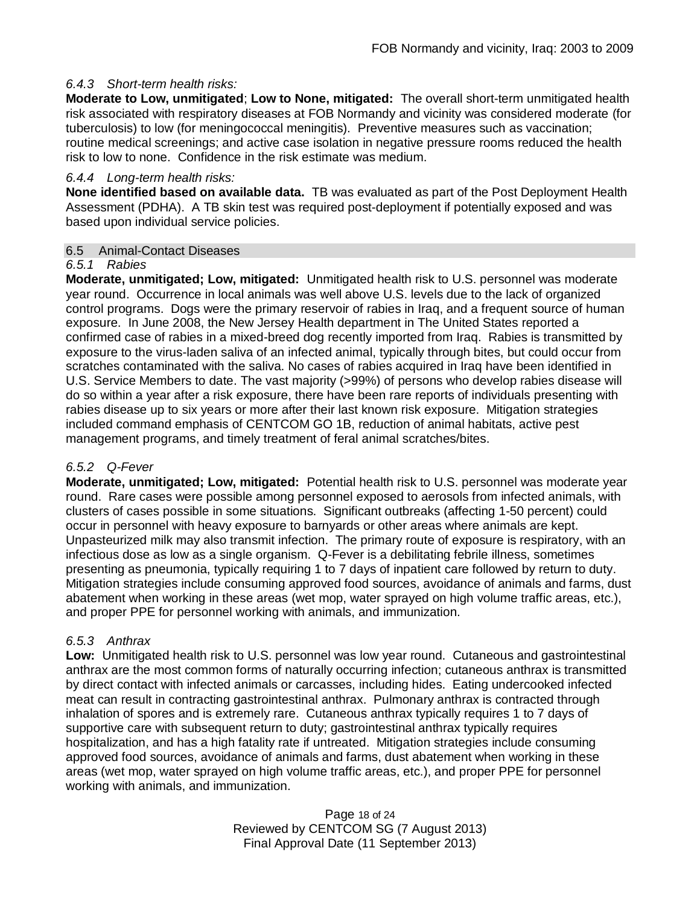#### *6.4.3 Short-term health risks:*

**Moderate to Low, unmitigated**; **Low to None, mitigated:** The overall short-term unmitigated health risk associated with respiratory diseases at FOB Normandy and vicinity was considered moderate (for tuberculosis) to low (for meningococcal meningitis). Preventive measures such as vaccination; routine medical screenings; and active case isolation in negative pressure rooms reduced the health risk to low to none. Confidence in the risk estimate was medium.

#### *6.4.4 Long-term health risks:*

**None identified based on available data.** TB was evaluated as part of the Post Deployment Health Assessment (PDHA). A TB skin test was required post-deployment if potentially exposed and was based upon individual service policies.

### 6.5 Animal-Contact Diseases

#### *6.5.1 Rabies*

**Moderate, unmitigated; Low, mitigated:** Unmitigated health risk to U.S. personnel was moderate year round. Occurrence in local animals was well above U.S. levels due to the lack of organized control programs. Dogs were the primary reservoir of rabies in Iraq, and a frequent source of human exposure. In June 2008, the New Jersey Health department in The United States reported a confirmed case of rabies in a mixed-breed dog recently imported from Iraq. Rabies is transmitted by exposure to the virus-laden saliva of an infected animal, typically through bites, but could occur from scratches contaminated with the saliva. No cases of rabies acquired in Iraq have been identified in U.S. Service Members to date. The vast majority (>99%) of persons who develop rabies disease will do so within a year after a risk exposure, there have been rare reports of individuals presenting with rabies disease up to six years or more after their last known risk exposure. Mitigation strategies included command emphasis of CENTCOM GO 1B, reduction of animal habitats, active pest management programs, and timely treatment of feral animal scratches/bites.

#### *6.5.2 Q-Fever*

**Moderate, unmitigated; Low, mitigated:** Potential health risk to U.S. personnel was moderate year round. Rare cases were possible among personnel exposed to aerosols from infected animals, with clusters of cases possible in some situations. Significant outbreaks (affecting 1-50 percent) could occur in personnel with heavy exposure to barnyards or other areas where animals are kept. Unpasteurized milk may also transmit infection. The primary route of exposure is respiratory, with an infectious dose as low as a single organism. Q-Fever is a debilitating febrile illness, sometimes presenting as pneumonia, typically requiring 1 to 7 days of inpatient care followed by return to duty. Mitigation strategies include consuming approved food sources, avoidance of animals and farms, dust abatement when working in these areas (wet mop, water sprayed on high volume traffic areas, etc.), and proper PPE for personnel working with animals, and immunization.

#### *6.5.3 Anthrax*

**Low:** Unmitigated health risk to U.S. personnel was low year round. Cutaneous and gastrointestinal anthrax are the most common forms of naturally occurring infection; cutaneous anthrax is transmitted by direct contact with infected animals or carcasses, including hides. Eating undercooked infected meat can result in contracting gastrointestinal anthrax. Pulmonary anthrax is contracted through inhalation of spores and is extremely rare. Cutaneous anthrax typically requires 1 to 7 days of supportive care with subsequent return to duty; gastrointestinal anthrax typically requires hospitalization, and has a high fatality rate if untreated. Mitigation strategies include consuming approved food sources, avoidance of animals and farms, dust abatement when working in these areas (wet mop, water sprayed on high volume traffic areas, etc.), and proper PPE for personnel working with animals, and immunization.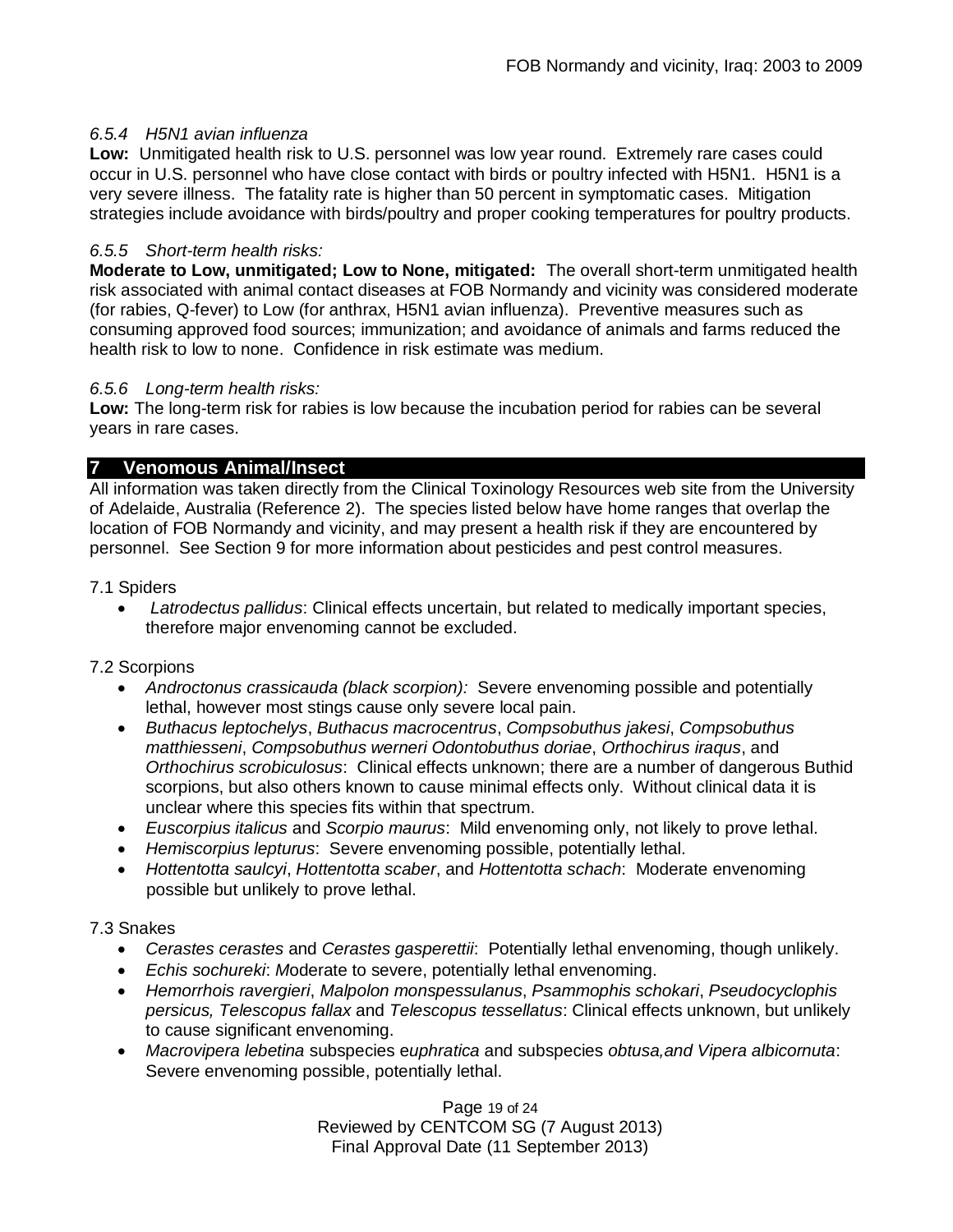#### *6.5.4 H5N1 avian influenza*

**Low:** Unmitigated health risk to U.S. personnel was low year round. Extremely rare cases could occur in U.S. personnel who have close contact with birds or poultry infected with H5N1. H5N1 is a very severe illness. The fatality rate is higher than 50 percent in symptomatic cases. Mitigation strategies include avoidance with birds/poultry and proper cooking temperatures for poultry products.

#### *6.5.5 Short-term health risks:*

**Moderate to Low, unmitigated; Low to None, mitigated:** The overall short-term unmitigated health risk associated with animal contact diseases at FOB Normandy and vicinity was considered moderate (for rabies, Q-fever) to Low (for anthrax, H5N1 avian influenza). Preventive measures such as consuming approved food sources; immunization; and avoidance of animals and farms reduced the health risk to low to none. Confidence in risk estimate was medium.

#### *6.5.6 Long-term health risks:*

**Low:** The long-term risk for rabies is low because the incubation period for rabies can be several years in rare cases.

## 7 Venomous Animal/Insect

All information was taken directly from the Clinical Toxinology Resources web site from the University of Adelaide, Australia (Reference 2). The species listed below have home ranges that overlap the location of FOB Normandy and vicinity, and may present a health risk if they are encountered by personnel. See Section 9 for more information about pesticides and pest control measures.

7.1 Spiders

- *Latrodectus pallidus*: Clinical effects uncertain, but related to medically important species, therefore major envenoming cannot be excluded.

7.2 Scorpions

- *Androctonus crassicauda (black scorpion):* Severe envenoming possible and potentially lethal, however most stings cause only severe local pain.
- *Buthacus leptochelys*, *Buthacus macrocentrus*, *Compsobuthus jakesi*, *Compsobuthus matthiesseni*, *Compsobuthus werneri Odontobuthus doriae*, *Orthochirus iraqus*, and *Orthochirus scrobiculosus*: Clinical effects unknown; there are a number of dangerous Buthid scorpions, but also others known to cause minimal effects only. Without clinical data it is unclear where this species fits within that spectrum.
- *Euscorpius italicus* and *Scorpio maurus*: Mild envenoming only, not likely to prove lethal.
- *Hemiscorpius lepturus*: Severe envenoming possible, potentially lethal.
- *Hottentotta saulcyi*, *Hottentotta scaber*, and *Hottentotta schach*: Moderate envenoming possible but unlikely to prove lethal.

7.3 Snakes

- *Cerastes cerastes* and *Cerastes gasperettii*: Potentially lethal envenoming, though unlikely.
- *Echis sochureki*: Moderate to severe, potentially lethal envenoming.
- *Hemorrhois ravergieri*, *Malpolon monspessulanus*, *Psammophis schokari*, *Pseudocyclophis persicus, Telescopus fallax* and *Telescopus tessellatus*: Clinical effects unknown, but unlikely to cause significant envenoming.
- *Macrovipera lebetina* subspecies e*uphratica* and subspecies *obtusa,and Vipera albicornuta*: Severe envenoming possible, potentially lethal.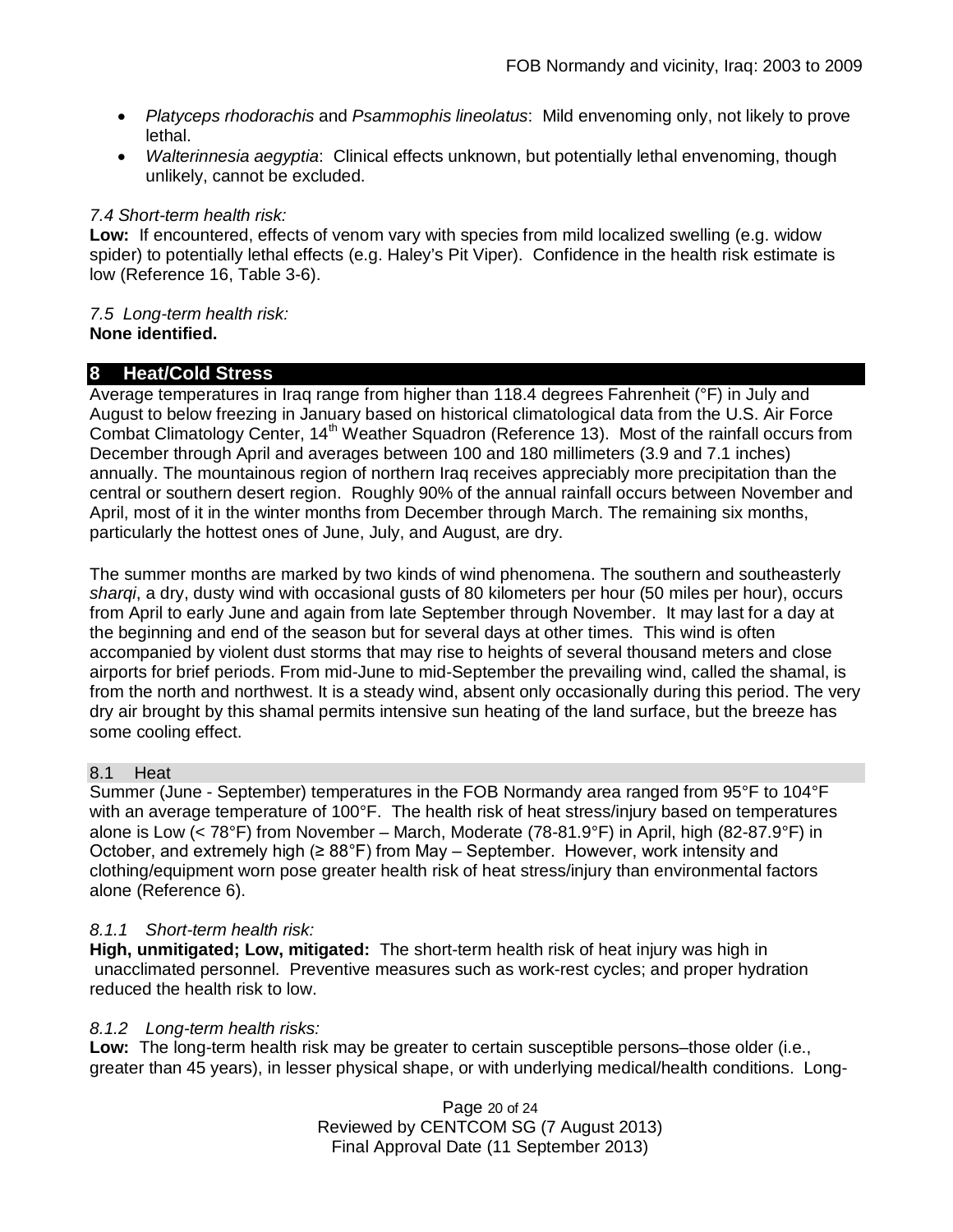- *Platyceps rhodorachis* and *Psammophis lineolatus*: Mild envenoming only, not likely to prove lethal.
- *Walterinnesia aegyptia*: Clinical effects unknown, but potentially lethal envenoming, though unlikely, cannot be excluded.

*7.4 Short-term health risk:*

**Low:** If encountered, effects of venom vary with species from mild localized swelling (e.g. widow spider) to potentially lethal effects (e.g. Haley's Pit Viper). Confidence in the health risk estimate is low (Reference 16, Table 3-6).

*7.5 Long-term health risk:*

**None identified.**

## 8 Heat/Cold Stress

Average temperatures in Iraq range from higher than 118.4 degrees Fahrenheit (°F) in July and August to below freezing in January based on historical climatological data from the U.S. Air Force Combat Climatology Center, 14th Weather Squadron (Reference 13). Most of the rainfall occurs from December through April and averages between 100 and 180 millimeters (3.9 and 7.1 inches) annually. The mountainous region of northern Iraq receives appreciably more precipitation than the central or southern desert region. Roughly 90% of the annual rainfall occurs between November and April, most of it in the winter months from December through March. The remaining six months, particularly the hottest ones of June, July, and August, are dry.

The summer months are marked by two kinds of wind phenomena. The southern and southeasterly *sharqi*, a dry, dusty wind with occasional gusts of 80 kilometers per hour (50 miles per hour), occurs from April to early June and again from late September through November. It may last for a day at the beginning and end of the season but for several days at other times. This wind is often accompanied by violent dust storms that may rise to heights of several thousand meters and close airports for brief periods. From mid-June to mid-September the prevailing wind, called the shamal, is from the north and northwest. It is a steady wind, absent only occasionally during this period. The very dry air brought by this shamal permits intensive sun heating of the land surface, but the breeze has some cooling effect.

### 8.1 Heat

Summer (June - September) temperatures in the FOB Normandy area ranged from 95°F to 104°F with an average temperature of 100°F. The health risk of heat stress/injury based on temperatures alone is Low (< 78°F) from November – March, Moderate (78-81.9°F) in April, high (82-87.9°F) in October, and extremely high (≥ 88°F) from May – September. However, work intensity and clothing/equipment worn pose greater health risk of heat stress/injury than environmental factors alone (Reference 6).

*8.1.1 Short-term health risk:*

**High, unmitigated; Low, mitigated:** The short-term health risk of heat injury was high in unacclimated personnel. Preventive measures such as work-rest cycles; and proper hydration reduced the health risk to low.

*8.1.2 Long-term health risks:*

**Low:** The long-term health risk may be greater to certain susceptible persons–those older (i.e., greater than 45 years), in lesser physical shape, or with underlying medical/health conditions. Long-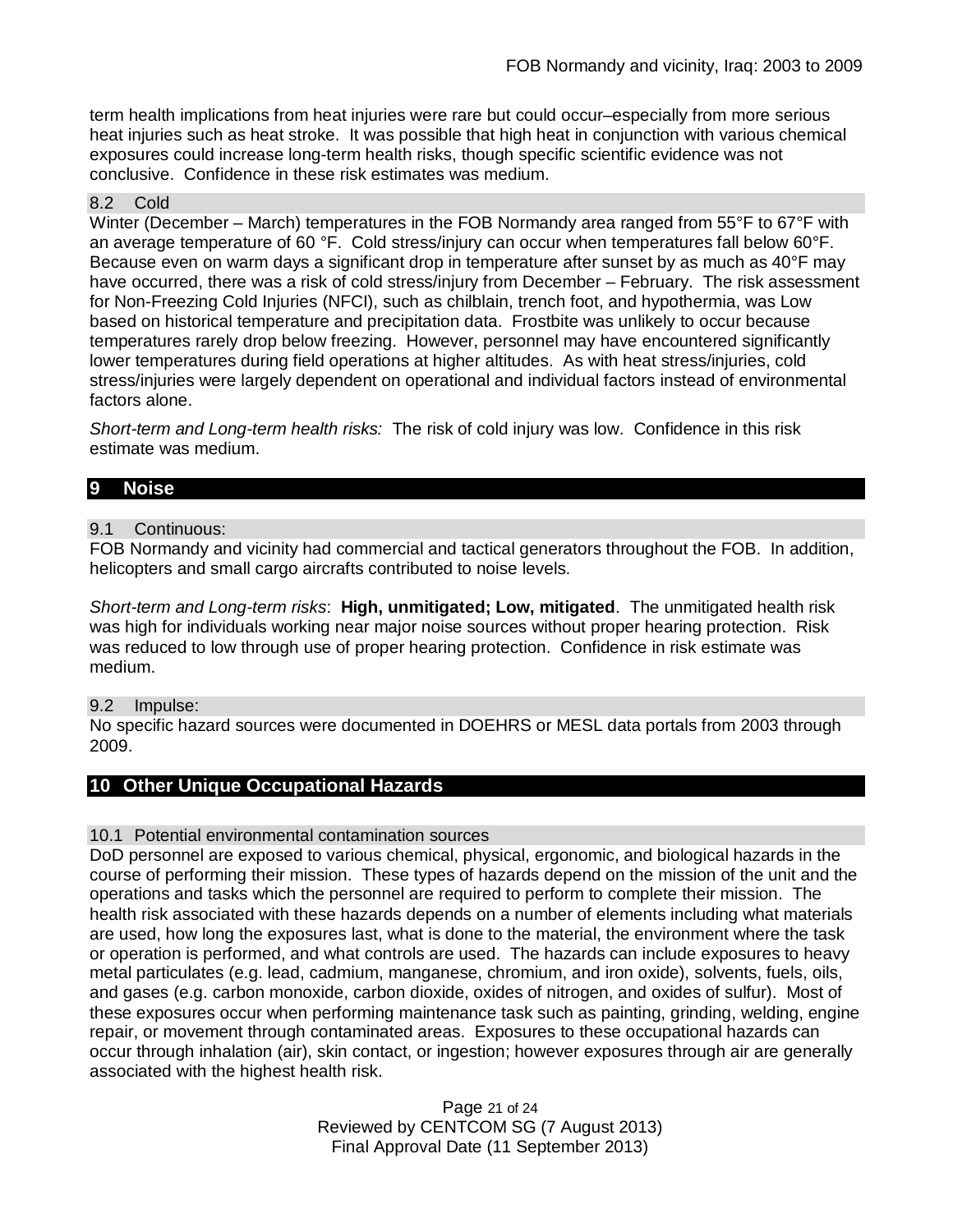term health implications from heat injuries were rare but could occur–especially from more serious heat injuries such as heat stroke. It was possible that high heat in conjunction with various chemical exposures could increase long-term health risks, though specific scientific evidence was not conclusive. Confidence in these risk estimates was medium.

### 8.2 Cold

Winter (December – March) temperatures in the FOB Normandy area ranged from 55°F to 67°F with an average temperature of 60 °F. Cold stress/injury can occur when temperatures fall below 60°F. Because even on warm days a significant drop in temperature after sunset by as much as 40°F may have occurred, there was a risk of cold stress/injury from December – February. The risk assessment for Non-Freezing Cold Injuries (NFCI), such as chilblain, trench foot, and hypothermia, was Low based on historical temperature and precipitation data. Frostbite was unlikely to occur because temperatures rarely drop below freezing. However, personnel may have encountered significantly lower temperatures during field operations at higher altitudes. As with heat stress/injuries, cold stress/injuries were largely dependent on operational and individual factors instead of environmental factors alone.

*Short-term and Long-term health risks:* The risk of cold injury was low. Confidence in this risk estimate was medium.

## 9 Noise

### 9.1 Continuous:

FOB Normandy and vicinity had commercial and tactical generators throughout the FOB. In addition, helicopters and small cargo aircrafts contributed to noise levels.

*Short-term and Long-term risks*: **High, unmitigated; Low, mitigated**. The unmitigated health risk was high for individuals working near major noise sources without proper hearing protection. Risk was reduced to low through use of proper hearing protection. Confidence in risk estimate was medium.

### 9.2 Impulse:

No specific hazard sources were documented in DOEHRS or MESL data portals from 2003 through 2009.

## 10 Other Unique Occupational Hazards

### 10.1 Potential environmental contamination sources

DoD personnel are exposed to various chemical, physical, ergonomic, and biological hazards in the course of performing their mission. These types of hazards depend on the mission of the unit and the operations and tasks which the personnel are required to perform to complete their mission. The health risk associated with these hazards depends on a number of elements including what materials are used, how long the exposures last, what is done to the material, the environment where the task or operation is performed, and what controls are used. The hazards can include exposures to heavy metal particulates (e.g. lead, cadmium, manganese, chromium, and iron oxide), solvents, fuels, oils, and gases (e.g. carbon monoxide, carbon dioxide, oxides of nitrogen, and oxides of sulfur). Most of these exposures occur when performing maintenance task such as painting, grinding, welding, engine repair, or movement through contaminated areas. Exposures to these occupational hazards can occur through inhalation (air), skin contact, or ingestion; however exposures through air are generally associated with the highest health risk.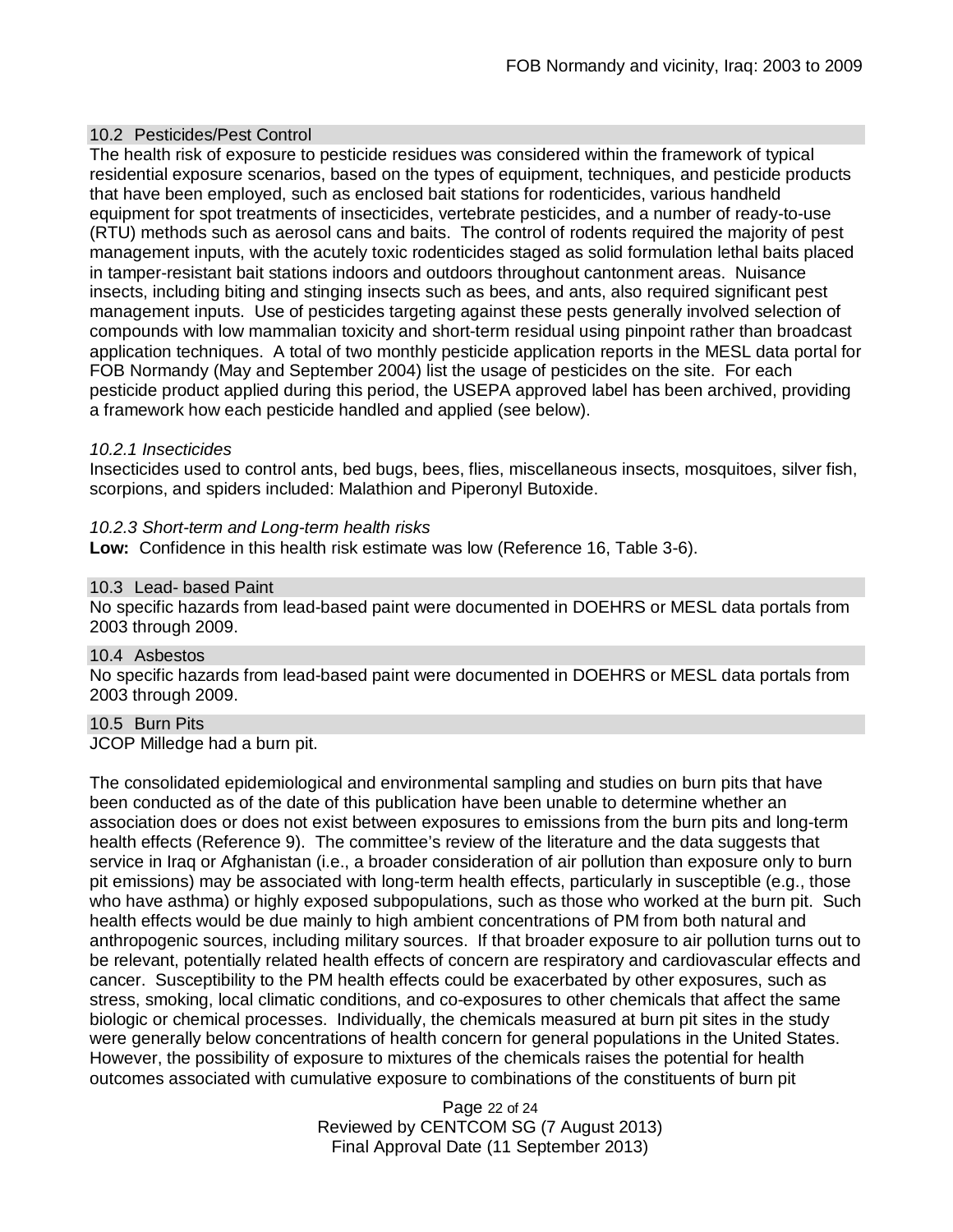## 10.2 Pesticides/Pest Control

The health risk of exposure to pesticide residues was considered within the framework of typical residential exposure scenarios, based on the types of equipment, techniques, and pesticide products that have been employed, such as enclosed bait stations for rodenticides, various handheld equipment for spot treatments of insecticides, vertebrate pesticides, and a number of ready-to-use (RTU) methods such as aerosol cans and baits. The control of rodents required the majority of pest management inputs, with the acutely toxic rodenticides staged as solid formulation lethal baits placed in tamper-resistant bait stations indoors and outdoors throughout cantonment areas. Nuisance insects, including biting and stinging insects such as bees, and ants, also required significant pest management inputs. Use of pesticides targeting against these pests generally involved selection of compounds with low mammalian toxicity and short-term residual using pinpoint rather than broadcast application techniques. A total of two monthly pesticide application reports in the MESL data portal for FOB Normandy (May and September 2004) list the usage of pesticides on the site. For each pesticide product applied during this period, the USEPA approved label has been archived, providing a framework how each pesticide handled and applied (see below).

### *10.2.1 Insecticides*

Insecticides used to control ants, bed bugs, bees, flies, miscellaneous insects, mosquitoes, silver fish, scorpions, and spiders included: Malathion and Piperonyl Butoxide.

### *10.2.3 Short-term and Long-term health risks*

**Low:** Confidence in this health risk estimate was low (Reference 16, Table 3-6).

## 10.3 Lead- based Paint

No specific hazards from lead-based paint were documented in DOEHRS or MESL data portals from 2003 through 2009.

## 10.4 Asbestos

No specific hazards from lead-based paint were documented in DOEHRS or MESL data portals from 2003 through 2009.

## 10.5 Burn Pits

JCOP Milledge had a burn pit.

The consolidated epidemiological and environmental sampling and studies on burn pits that have been conducted as of the date of this publication have been unable to determine whether an association does or does not exist between exposures to emissions from the burn pits and long-term health effects (Reference 9). The committee's review of the literature and the data suggests that service in Iraq or Afghanistan (i.e., a broader consideration of air pollution than exposure only to burn pit emissions) may be associated with long-term health effects, particularly in susceptible (e.g., those who have asthma) or highly exposed subpopulations, such as those who worked at the burn pit. Such health effects would be due mainly to high ambient concentrations of PM from both natural and anthropogenic sources, including military sources. If that broader exposure to air pollution turns out to be relevant, potentially related health effects of concern are respiratory and cardiovascular effects and cancer. Susceptibility to the PM health effects could be exacerbated by other exposures, such as stress, smoking, local climatic conditions, and co-exposures to other chemicals that affect the same biologic or chemical processes. Individually, the chemicals measured at burn pit sites in the study were generally below concentrations of health concern for general populations in the United States. However, the possibility of exposure to mixtures of the chemicals raises the potential for health outcomes associated with cumulative exposure to combinations of the constituents of burn pit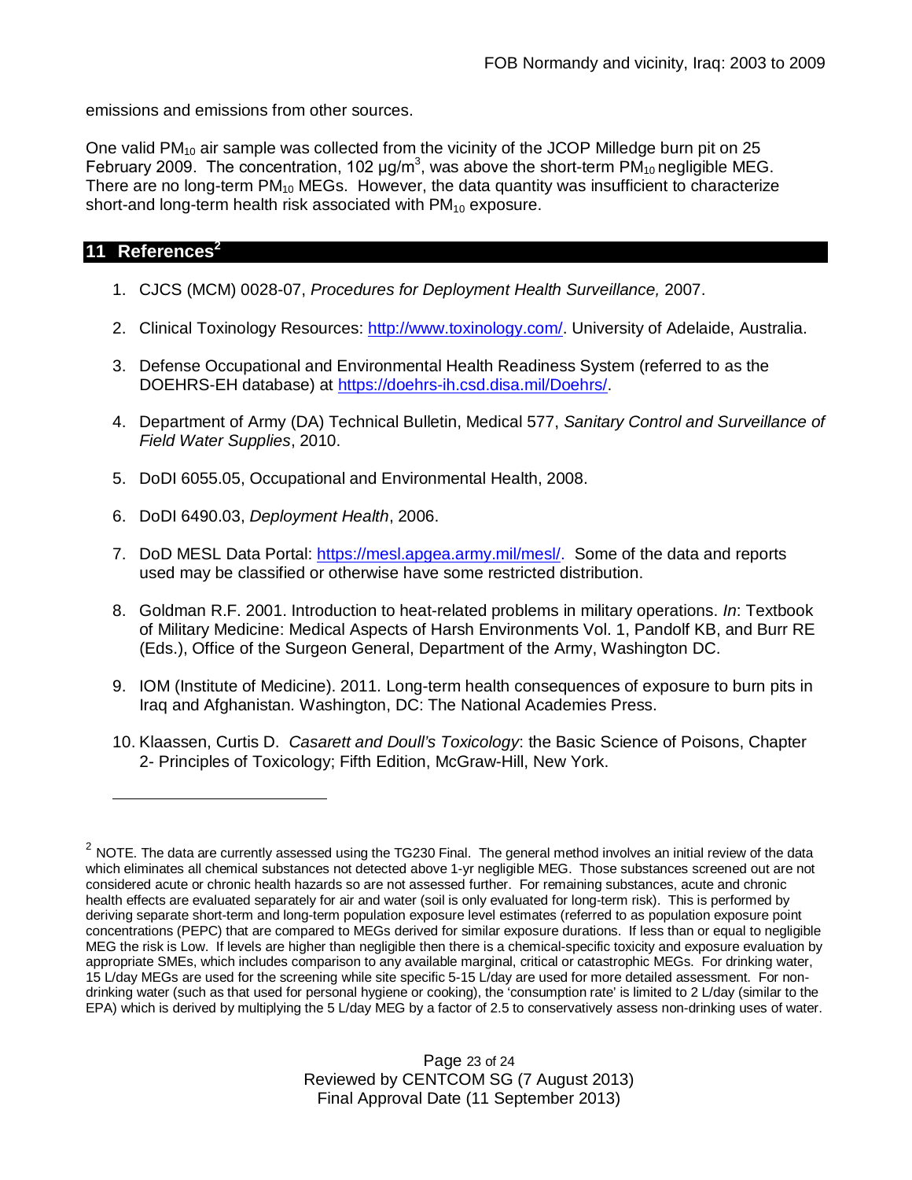emissions and emissions from other sources.

One valid $PM_{10}$ air sample was collected from the vicinity of the JCOP Milledge burn pit on 25 February 2009. The concentration, 102 μg/m$^3$, was above the short-term $PM_{10}$ negligible MEG. There are no long-term $PM_{10}$ MEGs. However, the data quantity was insufficient to characterize short-and long-term health risk associated with $PM_{10}$ exposure.

## 11 References[2]

1. CJCS (MCM) 0028-07, *Procedures for Deployment Health Surveillance,* 2007.
2. Clinical Toxinology Resources: http://www.toxinology.com/. University of Adelaide, Australia.
3. Defense Occupational and Environmental Health Readiness System (referred to as the DOEHRS-EH database) at https://doehrs-ih.csd.disa.mil/Doehrs/.
4. Department of Army (DA) Technical Bulletin, Medical 577, *Sanitary Control and Surveillance of Field Water Supplies*, 2010.
5. DoDI 6055.05, Occupational and Environmental Health, 2008.
6. DoDI 6490.03, *Deployment Health*, 2006.
7. DoD MESL Data Portal: https://mesl.apgea.army.mil/mesl/. Some of the data and reports used may be classified or otherwise have some restricted distribution.
8. Goldman R.F. 2001. Introduction to heat-related problems in military operations. *In*: Textbook of Military Medicine: Medical Aspects of Harsh Environments Vol. 1, Pandolf KB, and Burr RE (Eds.), Office of the Surgeon General, Department of the Army, Washington DC.
9. IOM (Institute of Medicine). 2011. Long-term health consequences of exposure to burn pits in Iraq and Afghanistan. Washington, DC: The National Academies Press.
10. Klaassen, Curtis D. *Casarett and Doull's Toxicology*: the Basic Science of Poisons, Chapter 2- Principles of Toxicology; Fifth Edition, McGraw-Hill, New York.

---

[2] NOTE. The data are currently assessed using the TG230 Final. The general method involves an initial review of the data which eliminates all chemical substances not detected above 1-yr negligible MEG. Those substances screened out are not considered acute or chronic health hazards so are not assessed further. For remaining substances, acute and chronic health effects are evaluated separately for air and water (soil is only evaluated for long-term risk). This is performed by deriving separate short-term and long-term population exposure level estimates (referred to as population exposure point concentrations (PEPC) that are compared to MEGs derived for similar exposure durations. If less than or equal to negligible MEG the risk is Low. If levels are higher than negligible then there is a chemical-specific toxicity and exposure evaluation by appropriate SMEs, which includes comparison to any available marginal, critical or catastrophic MEGs. For drinking water, 15 L/day MEGs are used for the screening while site specific 5-15 L/day are used for more detailed assessment. For non-drinking water (such as that used for personal hygiene or cooking), the 'consumption rate' is limited to 2 L/day (similar to the EPA) which is derived by multiplying the 5 L/day MEG by a factor of 2.5 to conservatively assess non-drinking uses of water.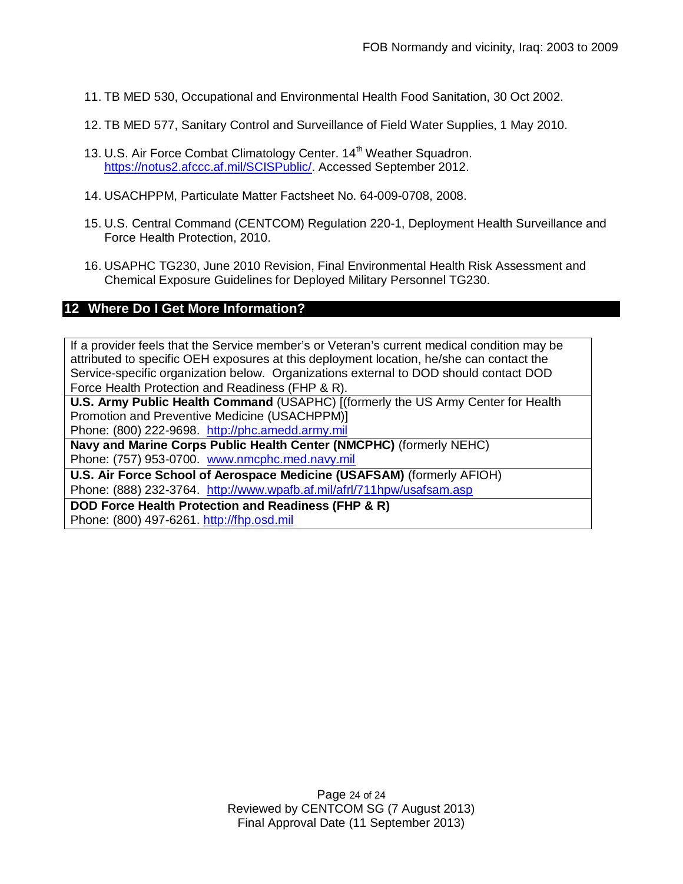11. TB MED 530, Occupational and Environmental Health Food Sanitation, 30 Oct 2002.

12. TB MED 577, Sanitary Control and Surveillance of Field Water Supplies, 1 May 2010.

13. U.S. Air Force Combat Climatology Center. 14th Weather Squadron. https://notus2.afccc.af.mil/SCISPublic/. Accessed September 2012.

14. USACHPPM, Particulate Matter Factsheet No. 64-009-0708, 2008.

15. U.S. Central Command (CENTCOM) Regulation 220-1, Deployment Health Surveillance and Force Health Protection, 2010.

16. USAPHC TG230, June 2010 Revision, Final Environmental Health Risk Assessment and Chemical Exposure Guidelines for Deployed Military Personnel TG230.

## 12 Where Do I Get More Information?

| |
|---|
| If a provider feels that the Service member's or Veteran's current medical condition may be attributed to specific OEH exposures at this deployment location, he/she can contact the Service-specific organization below. Organizations external to DOD should contact DOD Force Health Protection and Readiness (FHP & R). |
| **U.S. Army Public Health Command** (USAPHC) [(formerly the US Army Center for Health Promotion and Preventive Medicine (USACHPPM)] Phone: (800) 222-9698. http://phc.amedd.army.mil |
| **Navy and Marine Corps Public Health Center (NMCPHC)** (formerly NEHC) Phone: (757) 953-0700. www.nmcphc.med.navy.mil |
| **U.S. Air Force School of Aerospace Medicine (USAFSAM)** (formerly AFIOH) Phone: (888) 232-3764. http://www.wpafb.af.mil/afrl/711hpw/usafsam.asp |
| **DOD Force Health Protection and Readiness (FHP & R)** Phone: (800) 497-6261. http://fhp.osd.mil |

Reviewed by CENTCOM SG (7 August 2013)
Final Approval Date (11 September 2013)